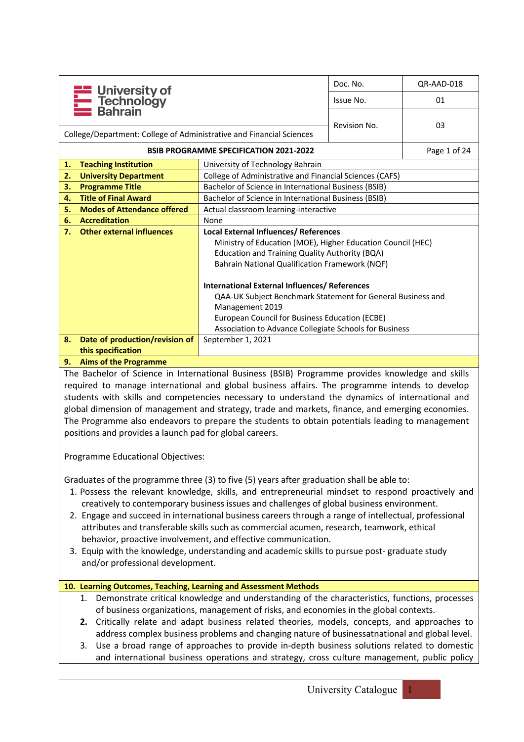| University of Technology Bahrain | Doc. No. | QR-AAD-018 |
|---|---|---|
| | Issue No. | 01 |
| College/Department: College of Administrative and Financial Sciences | Revision No. | 03 |

**BSIB PROGRAMME SPECIFICATION 2021-2022**

| | |
|---|---|
| **1. Teaching Institution** | University of Technology Bahrain |
| **2. University Department** | College of Administrative and Financial Sciences (CAFS) |
| **3. Programme Title** | Bachelor of Science in International Business (BSIB) |
| **4. Title of Final Award** | Bachelor of Science in International Business (BSIB) |
| **5. Modes of Attendance offered** | Actual classroom learning-interactive |
| **6. Accreditation** | None |
| **7. Other external influences** | **Local External Influences/ References**<br>Ministry of Education (MOE), Higher Education Council (HEC)<br>Education and Training Quality Authority (BQA)<br>Bahrain National Qualification Framework (NQF)<br><br>**International External Influences/ References**<br>QAA-UK Subject Benchmark Statement for General Business and Management 2019<br>European Council for Business Education (ECBE)<br>Association to Advance Collegiate Schools for Business |
| **8. Date of production/revision of this specification** | September 1, 2021 |

**9. Aims of the Programme**

The Bachelor of Science in International Business (BSIB) Programme provides knowledge and skills required to manage international and global business affairs. The programme intends to develop students with skills and competencies necessary to understand the dynamics of international and global dimension of management and strategy, trade and markets, finance, and emerging economies. The Programme also endeavors to prepare the students to obtain potentials leading to management positions and provides a launch pad for global careers.

Programme Educational Objectives:

Graduates of the programme three (3) to five (5) years after graduation shall be able to:

1. Possess the relevant knowledge, skills, and entrepreneurial mindset to respond proactively and creatively to contemporary business issues and challenges of global business environment.
2. Engage and succeed in international business careers through a range of intellectual, professional attributes and transferable skills such as commercial acumen, research, teamwork, ethical behavior, proactive involvement, and effective communication.
3. Equip with the knowledge, understanding and academic skills to pursue post- graduate study and/or professional development.

**10. Learning Outcomes, Teaching, Learning and Assessment Methods**

1. Demonstrate critical knowledge and understanding of the characteristics, functions, processes of business organizations, management of risks, and economies in the global contexts.
2. Critically relate and adapt business related theories, models, concepts, and approaches to address complex business problems and changing nature of businessatnational and global level.
3. Use a broad range of approaches to provide in-depth business solutions related to domestic and international business operations and strategy, cross culture management, public policy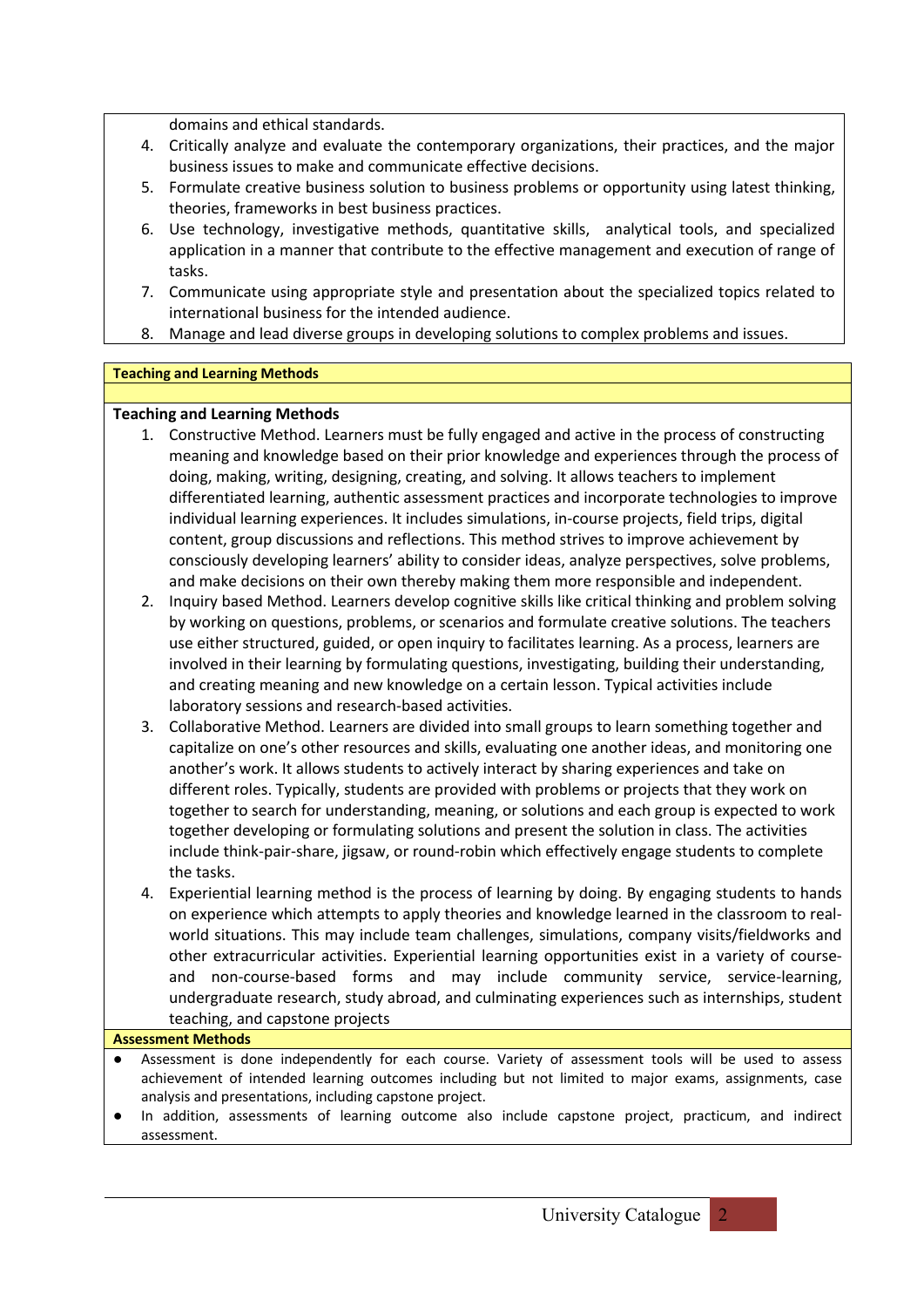domains and ethical standards.

4. Critically analyze and evaluate the contemporary organizations, their practices, and the major business issues to make and communicate effective decisions.
5. Formulate creative business solution to business problems or opportunity using latest thinking, theories, frameworks in best business practices.
6. Use technology, investigative methods, quantitative skills, analytical tools, and specialized application in a manner that contribute to the effective management and execution of range of tasks.
7. Communicate using appropriate style and presentation about the specialized topics related to international business for the intended audience.
8. Manage and lead diverse groups in developing solutions to complex problems and issues.

**Teaching and Learning Methods**

**Teaching and Learning Methods**

1. Constructive Method. Learners must be fully engaged and active in the process of constructing meaning and knowledge based on their prior knowledge and experiences through the process of doing, making, writing, designing, creating, and solving. It allows teachers to implement differentiated learning, authentic assessment practices and incorporate technologies to improve individual learning experiences. It includes simulations, in-course projects, field trips, digital content, group discussions and reflections. This method strives to improve achievement by consciously developing learners' ability to consider ideas, analyze perspectives, solve problems, and make decisions on their own thereby making them more responsible and independent.
2. Inquiry based Method. Learners develop cognitive skills like critical thinking and problem solving by working on questions, problems, or scenarios and formulate creative solutions. The teachers use either structured, guided, or open inquiry to facilitates learning. As a process, learners are involved in their learning by formulating questions, investigating, building their understanding, and creating meaning and new knowledge on a certain lesson. Typical activities include laboratory sessions and research-based activities.
3. Collaborative Method. Learners are divided into small groups to learn something together and capitalize on one's other resources and skills, evaluating one another ideas, and monitoring one another's work. It allows students to actively interact by sharing experiences and take on different roles. Typically, students are provided with problems or projects that they work on together to search for understanding, meaning, or solutions and each group is expected to work together developing or formulating solutions and present the solution in class. The activities include think-pair-share, jigsaw, or round-robin which effectively engage students to complete the tasks.
4. Experiential learning method is the process of learning by doing. By engaging students to hands on experience which attempts to apply theories and knowledge learned in the classroom to real-world situations. This may include team challenges, simulations, company visits/fieldworks and other extracurricular activities. Experiential learning opportunities exist in a variety of course- and non-course-based forms and may include community service, service-learning, undergraduate research, study abroad, and culminating experiences such as internships, student teaching, and capstone projects

**Assessment Methods**

- Assessment is done independently for each course. Variety of assessment tools will be used to assess achievement of intended learning outcomes including but not limited to major exams, assignments, case analysis and presentations, including capstone project.
- In addition, assessments of learning outcome also include capstone project, practicum, and indirect assessment.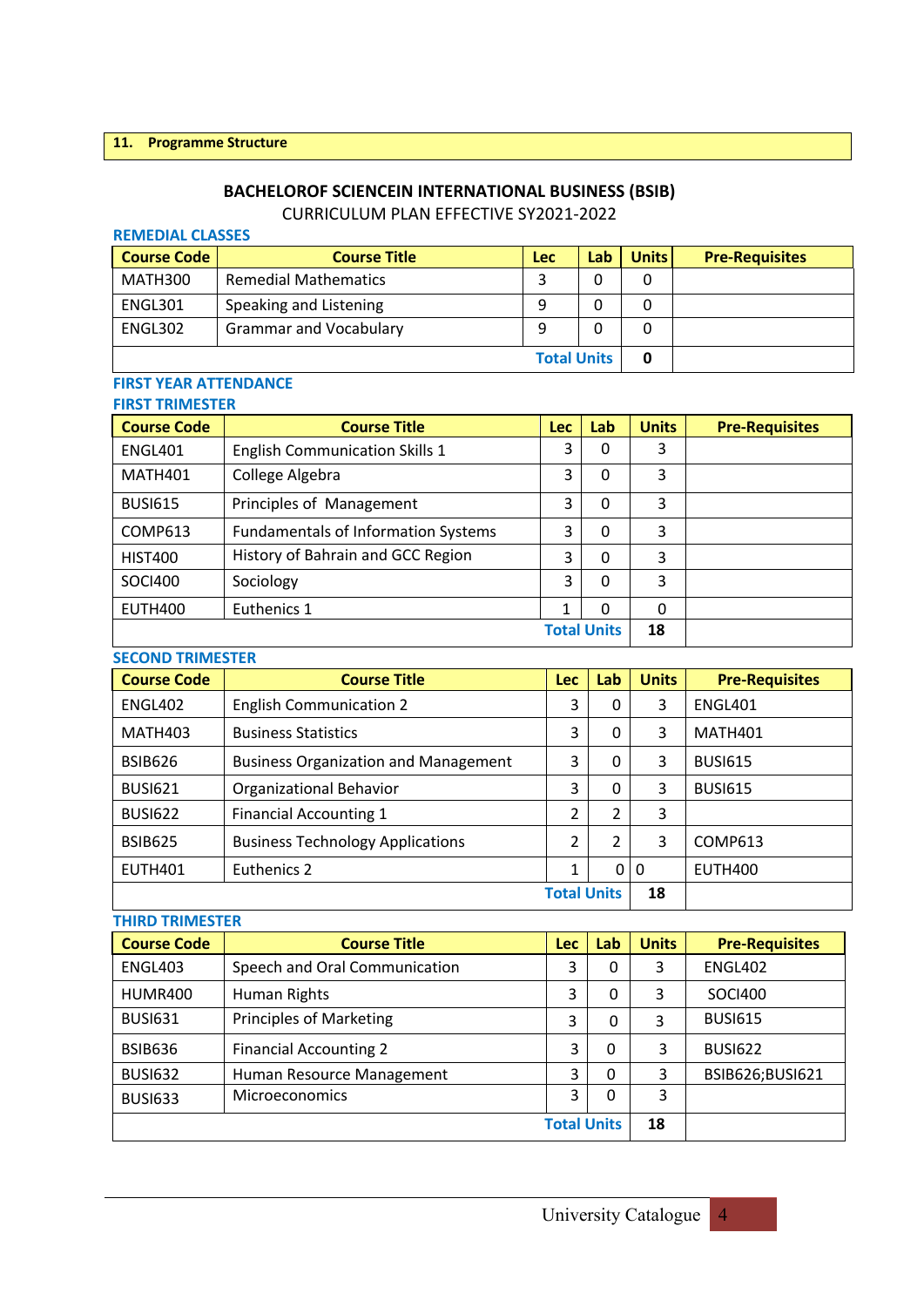**11. Programme Structure**

## BACHELOROF SCIENCEIN INTERNATIONAL BUSINESS (BSIB)

CURRICULUM PLAN EFFECTIVE SY2021-2022

### REMEDIAL CLASSES

| Course Code | Course Title | Lec | Lab | Units | Pre-Requisites |
|---|---|---|---|---|---|
| MATH300 | Remedial Mathematics | 3 | 0 | 0 | |
| ENGL301 | Speaking and Listening | 9 | 0 | 0 | |
| ENGL302 | Grammar and Vocabulary | 9 | 0 | 0 | |
| | | | **Total Units** | **0** | |

### FIRST YEAR ATTENDANCE

### FIRST TRIMESTER

| Course Code | Course Title | Lec | Lab | Units | Pre-Requisites |
|---|---|---|---|---|---|
| ENGL401 | English Communication Skills 1 | 3 | 0 | 3 | |
| MATH401 | College Algebra | 3 | 0 | 3 | |
| BUSI615 | Principles of Management | 3 | 0 | 3 | |
| COMP613 | Fundamentals of Information Systems | 3 | 0 | 3 | |
| HIST400 | History of Bahrain and GCC Region | 3 | 0 | 3 | |
| SOCI400 | Sociology | 3 | 0 | 3 | |
| EUTH400 | Euthenics 1 | 1 | 0 | 0 | |
| | | | **Total Units** | **18** | |

### SECOND TRIMESTER

| Course Code | Course Title | Lec | Lab | Units | Pre-Requisites |
|---|---|---|---|---|---|
| ENGL402 | English Communication 2 | 3 | 0 | 3 | ENGL401 |
| MATH403 | Business Statistics | 3 | 0 | 3 | MATH401 |
| BSIB626 | Business Organization and Management | 3 | 0 | 3 | BUSI615 |
| BUSI621 | Organizational Behavior | 3 | 0 | 3 | BUSI615 |
| BUSI622 | Financial Accounting 1 | 2 | 2 | 3 | |
| BSIB625 | Business Technology Applications | 2 | 2 | 3 | COMP613 |
| EUTH401 | Euthenics 2 | 1 | 0 | 0 | EUTH400 |
| | | | **Total Units** | **18** | |

### THIRD TRIMESTER

| Course Code | Course Title | Lec | Lab | Units | Pre-Requisites |
|---|---|---|---|---|---|
| ENGL403 | Speech and Oral Communication | 3 | 0 | 3 | ENGL402 |
| HUMR400 | Human Rights | 3 | 0 | 3 | SOCI400 |
| BUSI631 | Principles of Marketing | 3 | 0 | 3 | BUSI615 |
| BSIB636 | Financial Accounting 2 | 3 | 0 | 3 | BUSI622 |
| BUSI632 | Human Resource Management | 3 | 0 | 3 | BSIB626;BUSI621 |
| BUSI633 | Microeconomics | 3 | 0 | 3 | |
| | | | **Total Units** | **18** | |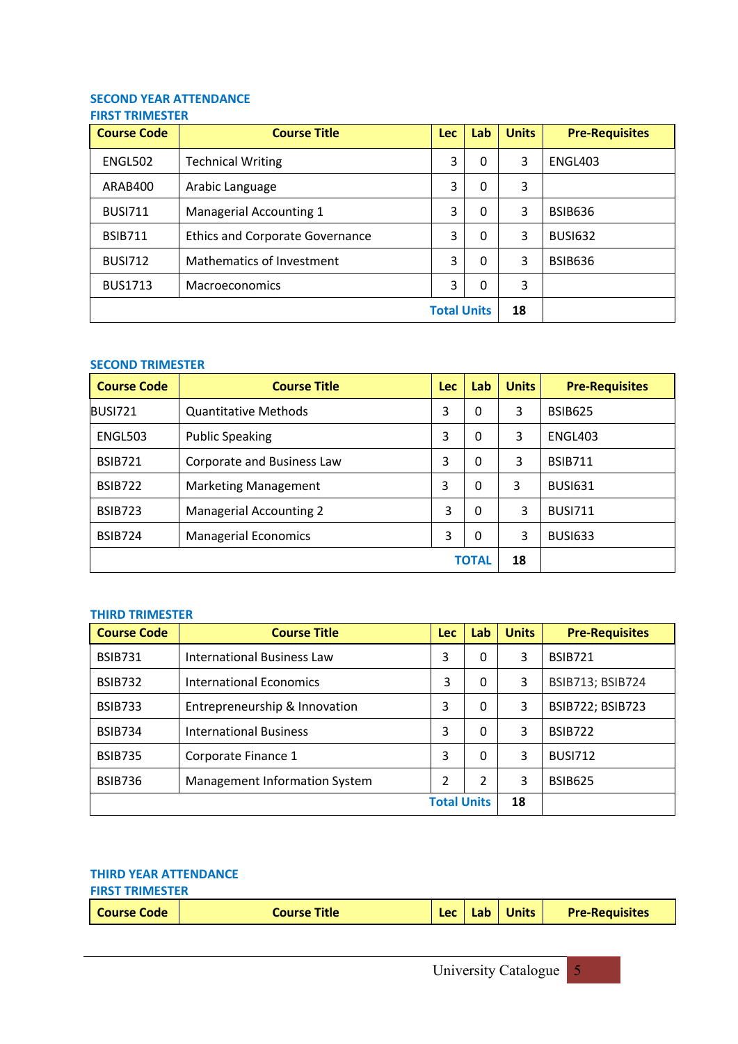## SECOND YEAR ATTENDANCE

### FIRST TRIMESTER

| Course Code | Course Title | Lec | Lab | Units | Pre-Requisites |
|---|---|---|---|---|---|
| ENGL502 | Technical Writing | 3 | 0 | 3 | ENGL403 |
| ARAB400 | Arabic Language | 3 | 0 | 3 | |
| BUSI711 | Managerial Accounting 1 | 3 | 0 | 3 | BSIB636 |
| BSIB711 | Ethics and Corporate Governance | 3 | 0 | 3 | BUSI632 |
| BUSI712 | Mathematics of Investment | 3 | 0 | 3 | BSIB636 |
| BUS1713 | Macroeconomics | 3 | 0 | 3 | |
| | | | Total Units | 18 | |

### SECOND TRIMESTER

| Course Code | Course Title | Lec | Lab | Units | Pre-Requisites |
|---|---|---|---|---|---|
| BUSI721 | Quantitative Methods | 3 | 0 | 3 | BSIB625 |
| ENGL503 | Public Speaking | 3 | 0 | 3 | ENGL403 |
| BSIB721 | Corporate and Business Law | 3 | 0 | 3 | BSIB711 |
| BSIB722 | Marketing Management | 3 | 0 | 3 | BUSI631 |
| BSIB723 | Managerial Accounting 2 | 3 | 0 | 3 | BUSI711 |
| BSIB724 | Managerial Economics | 3 | 0 | 3 | BUSI633 |
| | | | TOTAL | 18 | |

### THIRD TRIMESTER

| Course Code | Course Title | Lec | Lab | Units | Pre-Requisites |
|---|---|---|---|---|---|
| BSIB731 | International Business Law | 3 | 0 | 3 | BSIB721 |
| BSIB732 | International Economics | 3 | 0 | 3 | BSIB713; BSIB724 |
| BSIB733 | Entrepreneurship & Innovation | 3 | 0 | 3 | BSIB722; BSIB723 |
| BSIB734 | International Business | 3 | 0 | 3 | BSIB722 |
| BSIB735 | Corporate Finance 1 | 3 | 0 | 3 | BUSI712 |
| BSIB736 | Management Information System | 2 | 2 | 3 | BSIB625 |
| | | | Total Units | 18 | |

## THIRD YEAR ATTENDANCE

### FIRST TRIMESTER

| Course Code | Course Title | Lec | Lab | Units | Pre-Requisites |
|---|---|---|---|---|---|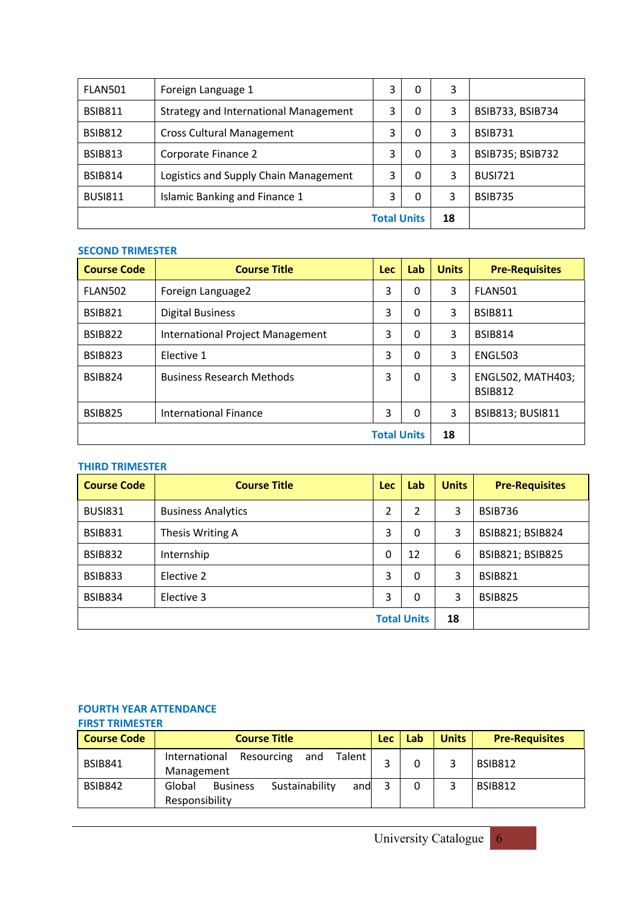| | | | | | |
|---|---|---|---|---|---|
| FLAN501 | Foreign Language 1 | 3 | 0 | 3 | |
| BSIB811 | Strategy and International Management | 3 | 0 | 3 | BSIB733, BSIB734 |
| BSIB812 | Cross Cultural Management | 3 | 0 | 3 | BSIB731 |
| BSIB813 | Corporate Finance 2 | 3 | 0 | 3 | BSIB735; BSIB732 |
| BSIB814 | Logistics and Supply Chain Management | 3 | 0 | 3 | BUSI721 |
| BUSI811 | Islamic Banking and Finance 1 | 3 | 0 | 3 | BSIB735 |
| | | | **Total Units** | **18** | |

### SECOND TRIMESTER

| Course Code | Course Title | Lec | Lab | Units | Pre-Requisites |
|---|---|---|---|---|---|
| FLAN502 | Foreign Language2 | 3 | 0 | 3 | FLAN501 |
| BSIB821 | Digital Business | 3 | 0 | 3 | BSIB811 |
| BSIB822 | International Project Management | 3 | 0 | 3 | BSIB814 |
| BSIB823 | Elective 1 | 3 | 0 | 3 | ENGL503 |
| BSIB824 | Business Research Methods | 3 | 0 | 3 | ENGL502, MATH403; BSIB812 |
| BSIB825 | International Finance | 3 | 0 | 3 | BSIB813; BUSI811 |
| | | | **Total Units** | **18** | |

### THIRD TRIMESTER

| Course Code | Course Title | Lec | Lab | Units | Pre-Requisites |
|---|---|---|---|---|---|
| BUSI831 | Business Analytics | 2 | 2 | 3 | BSIB736 |
| BSIB831 | Thesis Writing A | 3 | 0 | 3 | BSIB821; BSIB824 |
| BSIB832 | Internship | 0 | 12 | 6 | BSIB821; BSIB825 |
| BSIB833 | Elective 2 | 3 | 0 | 3 | BSIB821 |
| BSIB834 | Elective 3 | 3 | 0 | 3 | BSIB825 |
| | | | **Total Units** | **18** | |

### FOURTH YEAR ATTENDANCE

### FIRST TRIMESTER

| Course Code | Course Title | Lec | Lab | Units | Pre-Requisites |
|---|---|---|---|---|---|
| BSIB841 | International Resourcing and Talent Management | 3 | 0 | 3 | BSIB812 |
| BSIB842 | Global Business Sustainability and Responsibility | 3 | 0 | 3 | BSIB812 |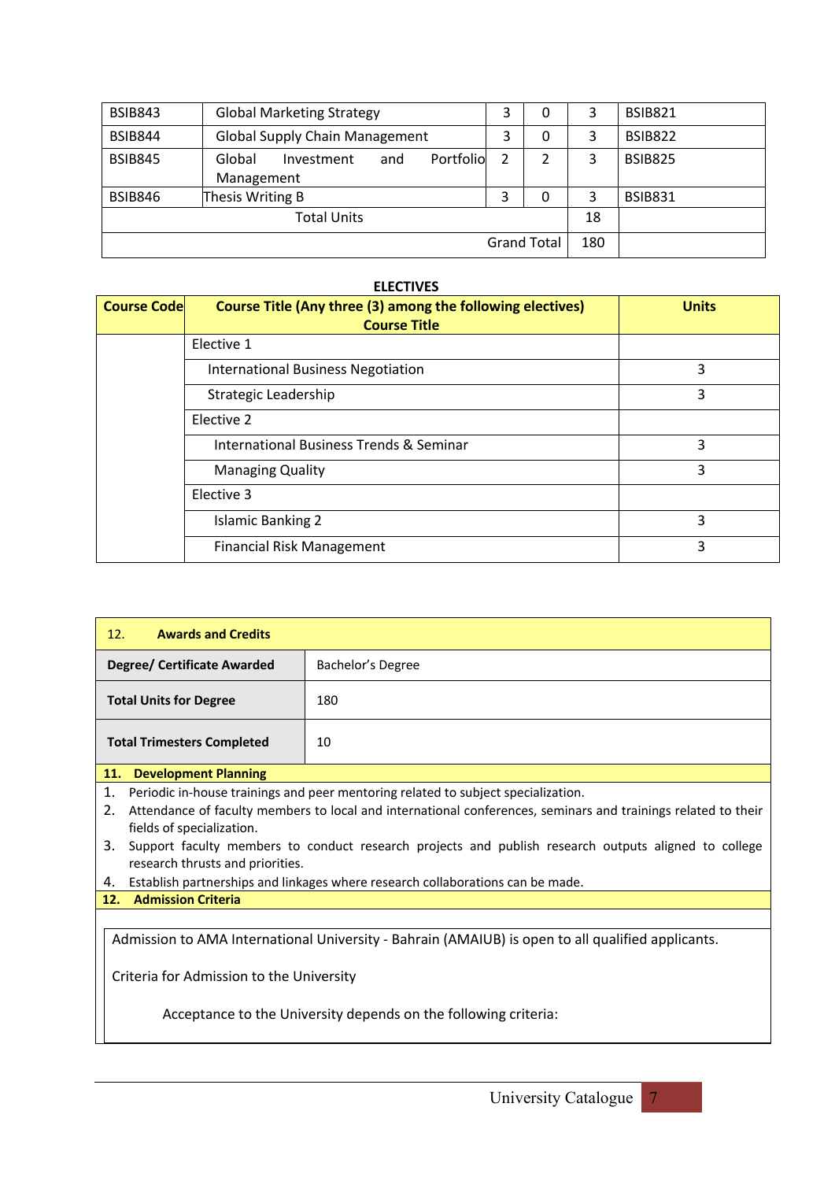| | | | | | |
|---|---|---|---|---|---|
| BSIB843 | Global Marketing Strategy | 3 | 0 | 3 | BSIB821 |
| BSIB844 | Global Supply Chain Management | 3 | 0 | 3 | BSIB822 |
| BSIB845 | Global Investment and Portfolio Management | 2 | 2 | 3 | BSIB825 |
| BSIB846 | Thesis Writing B | 3 | 0 | 3 | BSIB831 |
| Total Units | | | | 18 | |
| Grand Total | | | | 180 | |

**ELECTIVES**

| Course Code | Course Title (Any three (3) among the following electives) Course Title | Units |
|---|---|---|
| | Elective 1 | |
| | International Business Negotiation | 3 |
| | Strategic Leadership | 3 |
| | Elective 2 | |
| | International Business Trends & Seminar | 3 |
| | Managing Quality | 3 |
| | Elective 3 | |
| | Islamic Banking 2 | 3 |
| | Financial Risk Management | 3 |

| 12. **Awards and Credits** | |
|---|---|
| **Degree/ Certificate Awarded** | Bachelor's Degree |
| **Total Units for Degree** | 180 |
| **Total Trimesters Completed** | 10 |

**11. Development Planning**

1. Periodic in-house trainings and peer mentoring related to subject specialization.
2. Attendance of faculty members to local and international conferences, seminars and trainings related to their fields of specialization.
3. Support faculty members to conduct research projects and publish research outputs aligned to college research thrusts and priorities.
4. Establish partnerships and linkages where research collaborations can be made.

**12. Admission Criteria**

Admission to AMA International University - Bahrain (AMAIUB) is open to all qualified applicants.

Criteria for Admission to the University

Acceptance to the University depends on the following criteria: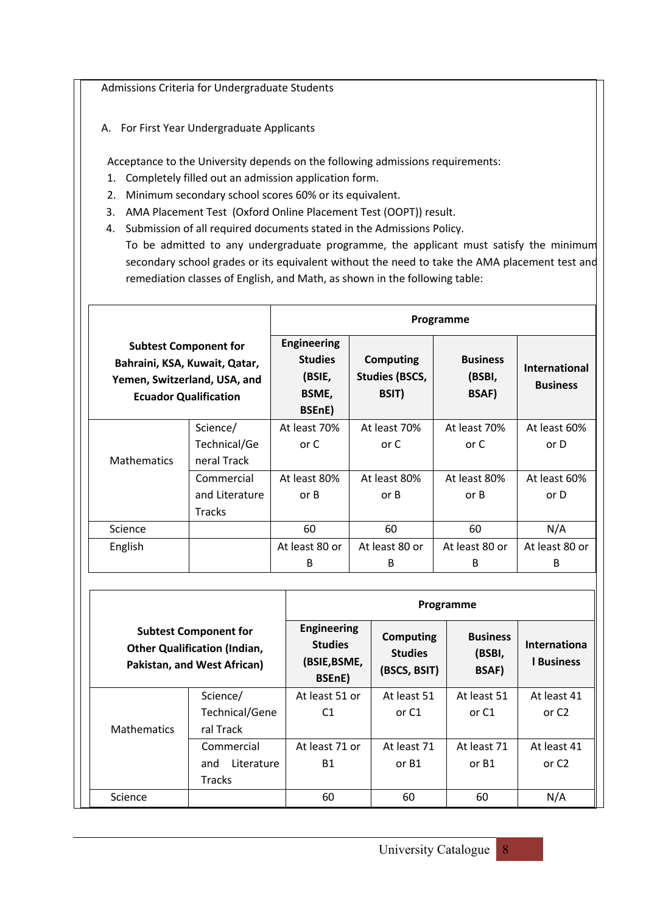Admissions Criteria for Undergraduate Students

A. For First Year Undergraduate Applicants

Acceptance to the University depends on the following admissions requirements:

1. Completely filled out an admission application form.
2. Minimum secondary school scores 60% or its equivalent.
3. AMA Placement Test (Oxford Online Placement Test (OOPT)) result.
4. Submission of all required documents stated in the Admissions Policy.
   To be admitted to any undergraduate programme, the applicant must satisfy the minimum secondary school grades or its equivalent without the need to take the AMA placement test and remediation classes of English, and Math, as shown in the following table:

| **Subtest Component for Bahraini, KSA, Kuwait, Qatar, Yemen, Switzerland, USA, and Ecuador Qualification** | | **Programme** | | | |
|---|---|---|---|---|---|
| | | **Engineering Studies (BSIE, BSME, BSEnE)** | **Computing Studies (BSCS, BSIT)** | **Business (BSBI, BSAF)** | **International Business** |
| Mathematics | Science/ Technical/General Track | At least 70% or C | At least 70% or C | At least 70% or C | At least 60% or D |
| | Commercial and Literature Tracks | At least 80% or B | At least 80% or B | At least 80% or B | At least 60% or D |
| Science | | 60 | 60 | 60 | N/A |
| English | | At least 80 or B | At least 80 or B | At least 80 or B | At least 80 or B |

| **Subtest Component for Other Qualification (Indian, Pakistan, and West African)** | | **Programme** | | | |
|---|---|---|---|---|---|
| | | **Engineering Studies (BSIE,BSME, BSEnE)** | **Computing Studies (BSCS, BSIT)** | **Business (BSBI, BSAF)** | **International Business** |
| Mathematics | Science/ Technical/General Track | At least 51 or C1 | At least 51 or C1 | At least 51 or C1 | At least 41 or C2 |
| | Commercial and Literature Tracks | At least 71 or B1 | At least 71 or B1 | At least 71 or B1 | At least 41 or C2 |
| Science | | 60 | 60 | 60 | N/A |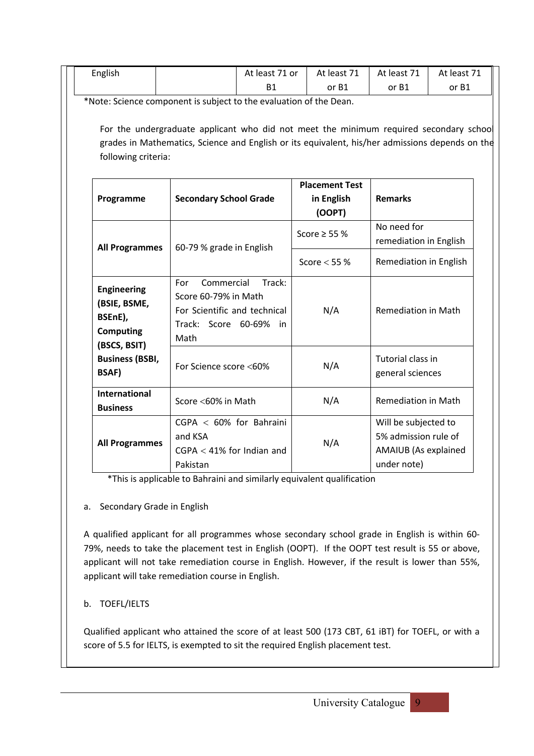| English | | At least 71 or B1 | At least 71 or B1 | At least 71 or B1 | At least 71 or B1 |
|---|---|---|---|---|---|

*Note: Science component is subject to the evaluation of the Dean.

For the undergraduate applicant who did not meet the minimum required secondary school grades in Mathematics, Science and English or its equivalent, his/her admissions depends on the following criteria:

| Programme | Secondary School Grade | Placement Test in English (OOPT) | Remarks |
|---|---|---|---|
| **All Programmes** | 60-79 % grade in English | Score ≥ 55 % | No need for remediation in English |
| | | Score < 55 % | Remediation in English |
| **Engineering (BSIE, BSME, BSEnE), Computing (BSCS, BSIT) Business (BSBI, BSAF)** | For Commercial Track: Score 60-79% in Math<br>For Scientific and technical Track: Score 60-69% in Math | N/A | Remediation in Math |
| | For Science score <60% | N/A | Tutorial class in general sciences |
| **International Business** | Score <60% in Math | N/A | Remediation in Math |
| **All Programmes** | CGPA < 60% for Bahraini and KSA<br>CGPA < 41% for Indian and Pakistan | N/A | Will be subjected to 5% admission rule of AMAIUB (As explained under note) |

*This is applicable to Bahraini and similarly equivalent qualification

a. Secondary Grade in English

A qualified applicant for all programmes whose secondary school grade in English is within 60-79%, needs to take the placement test in English (OOPT). If the OOPT test result is 55 or above, applicant will not take remediation course in English. However, if the result is lower than 55%, applicant will take remediation course in English.

b. TOEFL/IELTS

Qualified applicant who attained the score of at least 500 (173 CBT, 61 iBT) for TOEFL, or with a score of 5.5 for IELTS, is exempted to sit the required English placement test.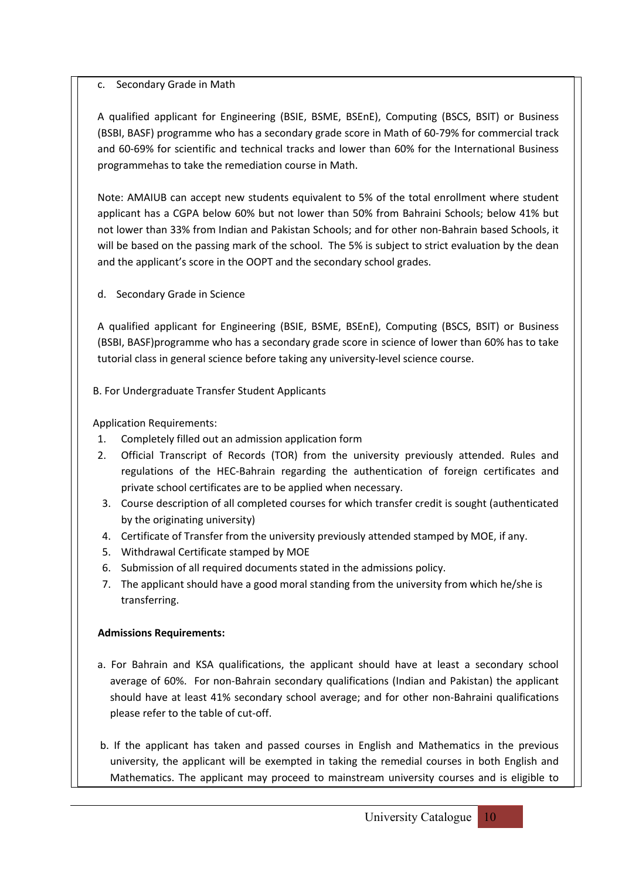c. Secondary Grade in Math

A qualified applicant for Engineering (BSIE, BSME, BSEnE), Computing (BSCS, BSIT) or Business (BSBI, BASF) programme who has a secondary grade score in Math of 60-79% for commercial track and 60-69% for scientific and technical tracks and lower than 60% for the International Business programmehas to take the remediation course in Math.

Note: AMAIUB can accept new students equivalent to 5% of the total enrollment where student applicant has a CGPA below 60% but not lower than 50% from Bahraini Schools; below 41% but not lower than 33% from Indian and Pakistan Schools; and for other non-Bahrain based Schools, it will be based on the passing mark of the school. The 5% is subject to strict evaluation by the dean and the applicant's score in the OOPT and the secondary school grades.

d. Secondary Grade in Science

A qualified applicant for Engineering (BSIE, BSME, BSEnE), Computing (BSCS, BSIT) or Business (BSBI, BASF)programme who has a secondary grade score in science of lower than 60% has to take tutorial class in general science before taking any university-level science course.

B. For Undergraduate Transfer Student Applicants

Application Requirements:

1. Completely filled out an admission application form
2. Official Transcript of Records (TOR) from the university previously attended. Rules and regulations of the HEC-Bahrain regarding the authentication of foreign certificates and private school certificates are to be applied when necessary.
3. Course description of all completed courses for which transfer credit is sought (authenticated by the originating university)
4. Certificate of Transfer from the university previously attended stamped by MOE, if any.
5. Withdrawal Certificate stamped by MOE
6. Submission of all required documents stated in the admissions policy.
7. The applicant should have a good moral standing from the university from which he/she is transferring.

**Admissions Requirements:**

a. For Bahrain and KSA qualifications, the applicant should have at least a secondary school average of 60%. For non-Bahrain secondary qualifications (Indian and Pakistan) the applicant should have at least 41% secondary school average; and for other non-Bahraini qualifications please refer to the table of cut-off.

b. If the applicant has taken and passed courses in English and Mathematics in the previous university, the applicant will be exempted in taking the remedial courses in both English and Mathematics. The applicant may proceed to mainstream university courses and is eligible to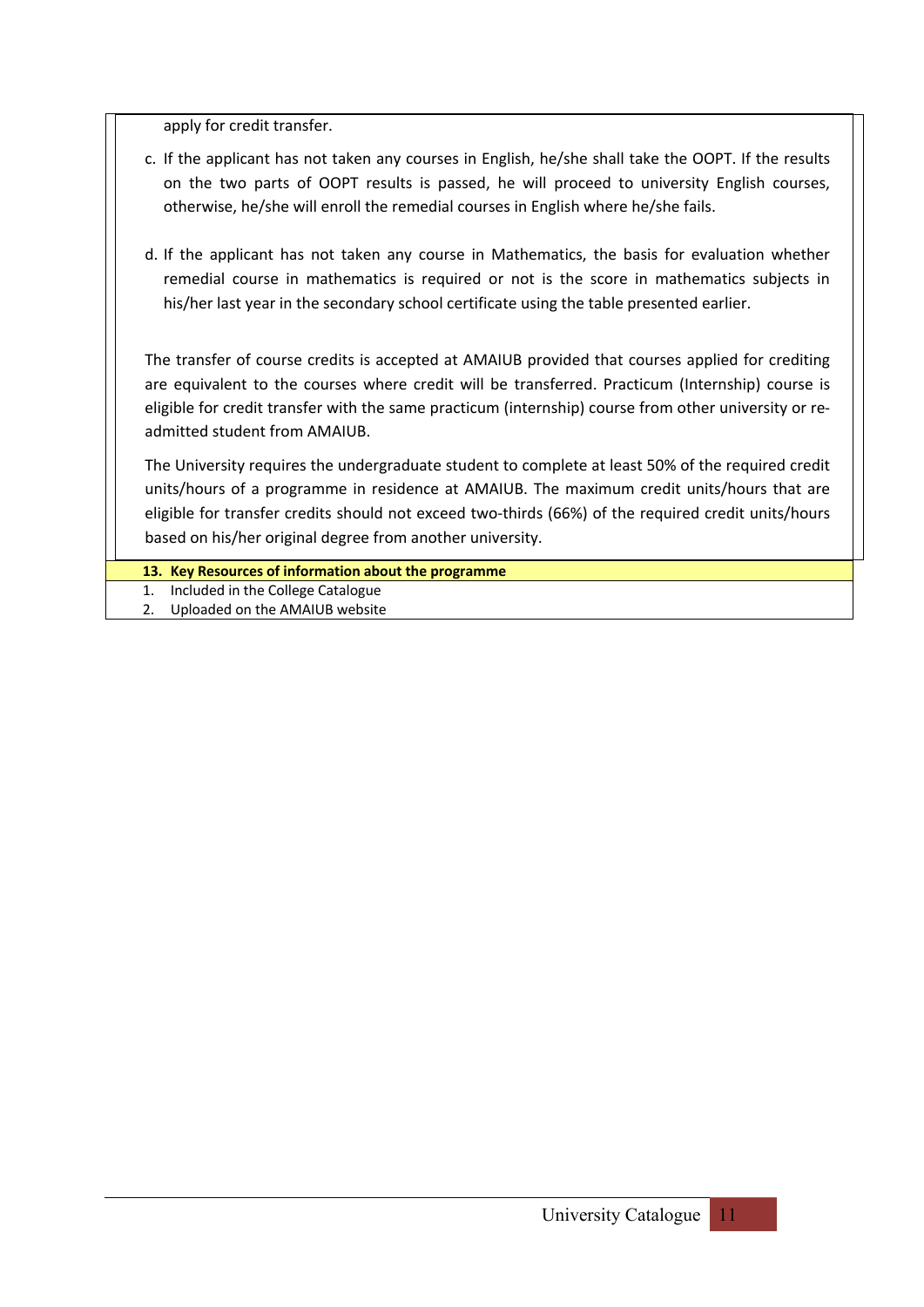apply for credit transfer.

c. If the applicant has not taken any courses in English, he/she shall take the OOPT. If the results on the two parts of OOPT results is passed, he will proceed to university English courses, otherwise, he/she will enroll the remedial courses in English where he/she fails.

d. If the applicant has not taken any course in Mathematics, the basis for evaluation whether remedial course in mathematics is required or not is the score in mathematics subjects in his/her last year in the secondary school certificate using the table presented earlier.

The transfer of course credits is accepted at AMAIUB provided that courses applied for crediting are equivalent to the courses where credit will be transferred. Practicum (Internship) course is eligible for credit transfer with the same practicum (internship) course from other university or re-admitted student from AMAIUB.

The University requires the undergraduate student to complete at least 50% of the required credit units/hours of a programme in residence at AMAIUB. The maximum credit units/hours that are eligible for transfer credits should not exceed two-thirds (66%) of the required credit units/hours based on his/her original degree from another university.

**13. Key Resources of information about the programme**

1. Included in the College Catalogue
2. Uploaded on the AMAIUB website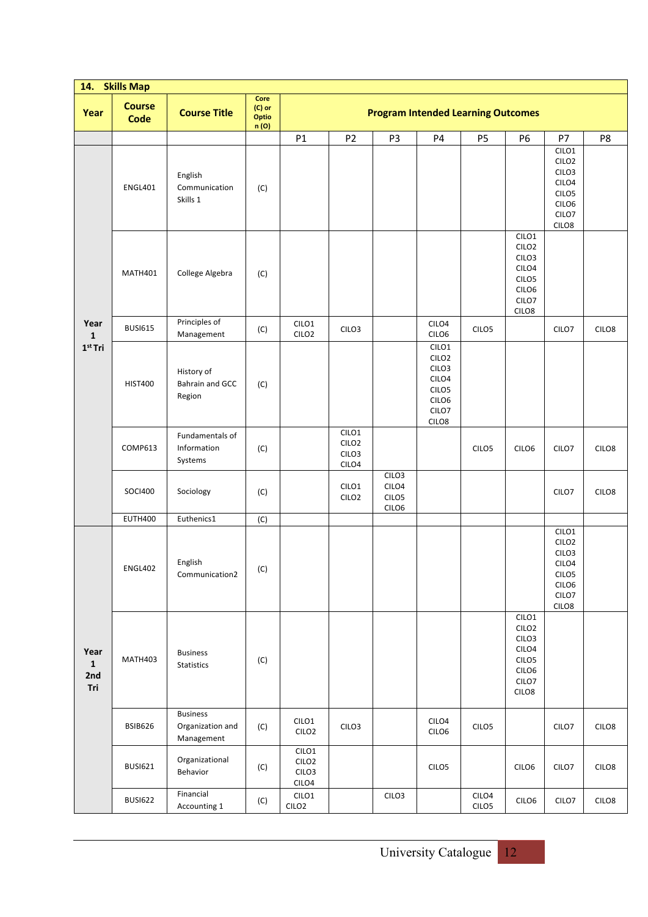## 14. Skills Map

| Year | Course Code | Course Title | Core (C) or Option (O) | Program Intended Learning Outcomes | | | | | | | |
|---|---|---|---|---|---|---|---|---|---|---|---|
| | | | | P1 | P2 | P3 | P4 | P5 | P6 | P7 | P8 |
| Year 1 1st Tri | ENGL401 | English Communication Skills 1 | (C) | | | | | | | CILO1 CILO2 CILO3 CILO4 CILO5 CILO6 CILO7 CILO8 | |
| | MATH401 | College Algebra | (C) | | | | | | CILO1 CILO2 CILO3 CILO4 CILO5 CILO6 CILO7 CILO8 | | |
| | BUSI615 | Principles of Management | (C) | CILO1 CILO2 | CILO3 | | CILO4 CILO6 | CILO5 | | CILO7 | CILO8 |
| | HIST400 | History of Bahrain and GCC Region | (C) | | | | CILO1 CILO2 CILO3 CILO4 CILO5 CILO6 CILO7 CILO8 | | | | |
| | COMP613 | Fundamentals of Information Systems | (C) | | CILO1 CILO2 CILO3 CILO4 | | | CILO5 | CILO6 | CILO7 | CILO8 |
| | SOCI400 | Sociology | (C) | | CILO1 CILO2 | CILO3 CILO4 CILO5 CILO6 | | | | CILO7 | CILO8 |
| | EUTH400 | Euthenics1 | (C) | | | | | | | | |
| Year 1 2nd Tri | ENGL402 | English Communication2 | (C) | | | | | | | CILO1 CILO2 CILO3 CILO4 CILO5 CILO6 CILO7 CILO8 | |
| | MATH403 | Business Statistics | (C) | | | | | | CILO1 CILO2 CILO3 CILO4 CILO5 CILO6 CILO7 CILO8 | | |
| | BSIB626 | Business Organization and Management | (C) | CILO1 CILO2 | CILO3 | | CILO4 CILO6 | CILO5 | | CILO7 | CILO8 |
| | BUSI621 | Organizational Behavior | (C) | CILO1 CILO2 CILO3 CILO4 | | | CILO5 | | CILO6 | CILO7 | CILO8 |
| | BUSI622 | Financial Accounting 1 | (C) | CILO1 CILO2 | | CILO3 | | CILO4 CILO5 | CILO6 | CILO7 | CILO8 |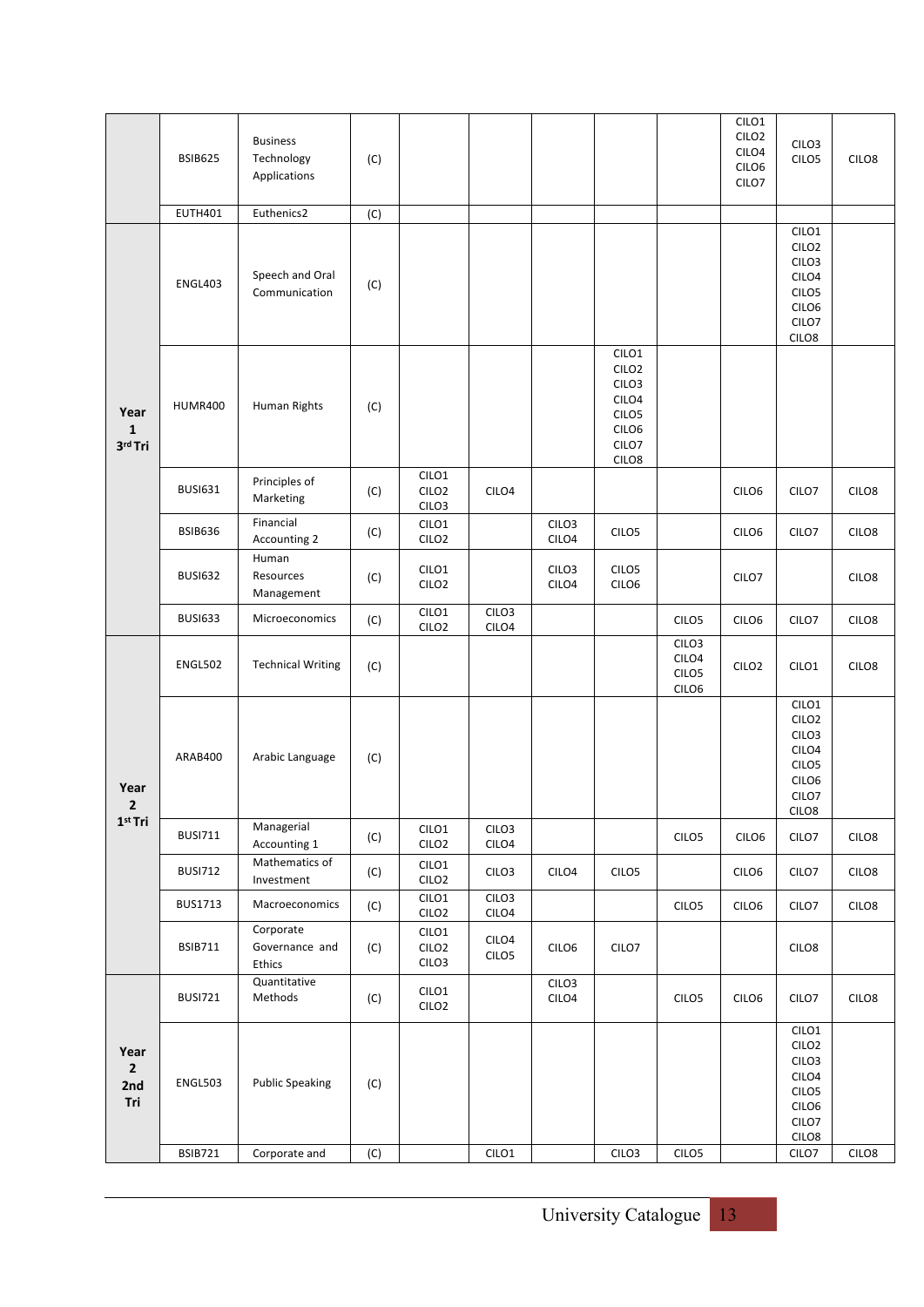| | | | | | | | | | | | |
|---|---|---|---|---|---|---|---|---|---|---|---|
| | BSIB625 | Business Technology Applications | (C) | | | | | | CILO1 CILO2 CILO4 CILO6 CILO7 | CILO3 CILO5 | CILO8 |
| | EUTH401 | Euthenics2 | (C) | | | | | | | | |
| Year 1 3rd Tri | ENGL403 | Speech and Oral Communication | (C) | | | | | | | CILO1 CILO2 CILO3 CILO4 CILO5 CILO6 CILO7 CILO8 | |
| | HUMR400 | Human Rights | (C) | | | | CILO1 CILO2 CILO3 CILO4 CILO5 CILO6 CILO7 CILO8 | | | | |
| | BUSI631 | Principles of Marketing | (C) | CILO1 CILO2 CILO3 | CILO4 | | | | CILO6 | CILO7 | CILO8 |
| | BSIB636 | Financial Accounting 2 | (C) | CILO1 CILO2 | | CILO3 CILO4 | CILO5 | | CILO6 | CILO7 | CILO8 |
| | BUSI632 | Human Resources Management | (C) | CILO1 CILO2 | | CILO3 CILO4 | CILO5 CILO6 | | CILO7 | | CILO8 |
| | BUSI633 | Microeconomics | (C) | CILO1 CILO2 | CILO3 CILO4 | | | CILO5 | CILO6 | CILO7 | CILO8 |
| Year 2 1st Tri | ENGL502 | Technical Writing | (C) | | | | | CILO3 CILO4 CILO5 CILO6 | CILO2 | CILO1 | CILO8 |
| | ARAB400 | Arabic Language | (C) | | | | | | | CILO1 CILO2 CILO3 CILO4 CILO5 CILO6 CILO7 CILO8 | |
| | BUSI711 | Managerial Accounting 1 | (C) | CILO1 CILO2 | CILO3 CILO4 | | | CILO5 | CILO6 | CILO7 | CILO8 |
| | BUSI712 | Mathematics of Investment | (C) | CILO1 CILO2 | CILO3 | CILO4 | CILO5 | | CILO6 | CILO7 | CILO8 |
| | BUS1713 | Macroeconomics | (C) | CILO1 CILO2 | CILO3 CILO4 | | | CILO5 | CILO6 | CILO7 | CILO8 |
| | BSIB711 | Corporate Governance and Ethics | (C) | CILO1 CILO2 CILO3 | CILO4 CILO5 | CILO6 | CILO7 | | | CILO8 | |
| Year 2 2nd Tri | BUSI721 | Quantitative Methods | (C) | CILO1 CILO2 | | CILO3 CILO4 | | CILO5 | CILO6 | CILO7 | CILO8 |
| | ENGL503 | Public Speaking | (C) | | | | | | | CILO1 CILO2 CILO3 CILO4 CILO5 CILO6 CILO7 CILO8 | |
| | BSIB721 | Corporate and | (C) | | CILO1 | | CILO3 | CILO5 | | CILO7 | CILO8 |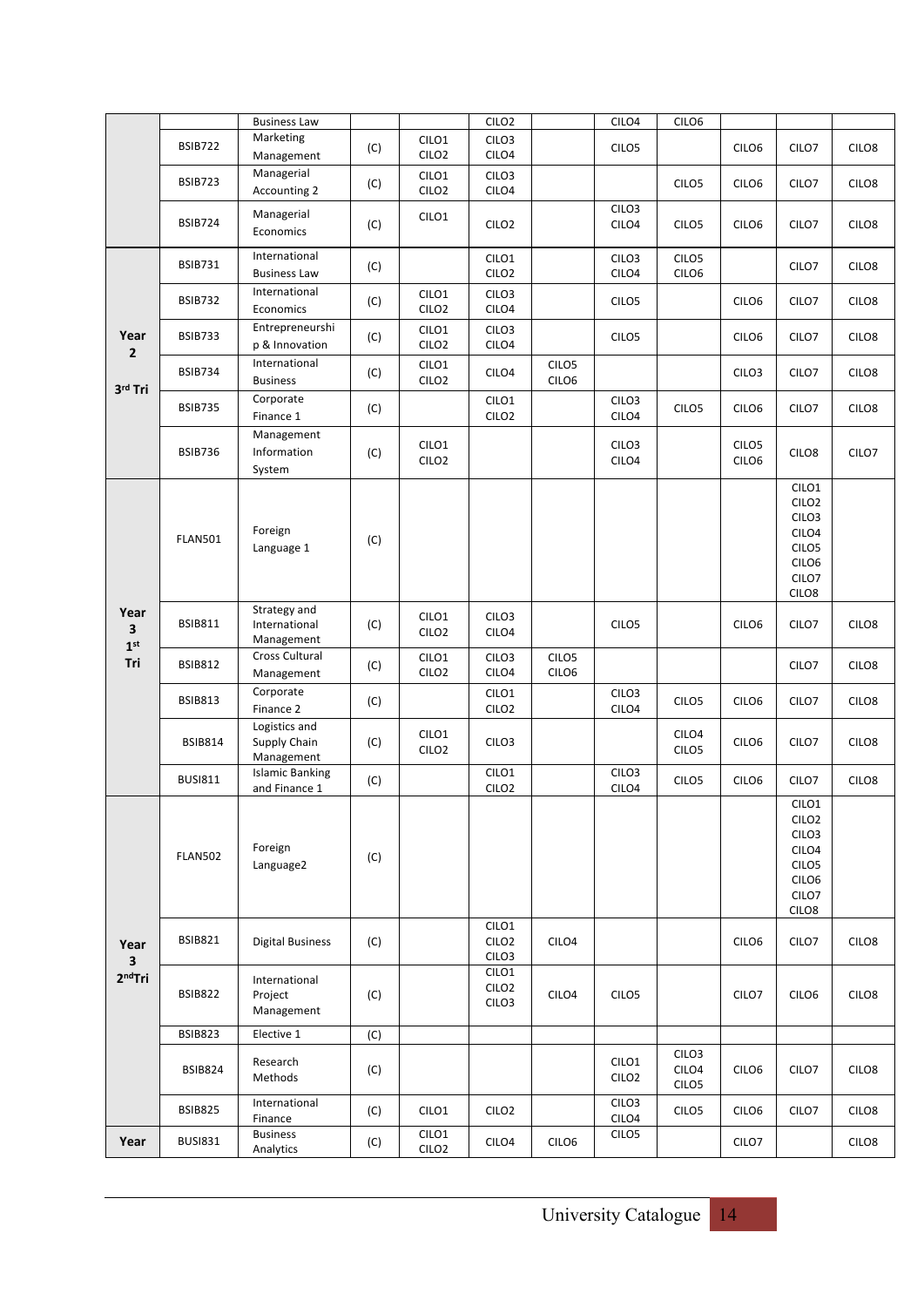| | | | | | | | | | | |
|---|---|---|---|---|---|---|---|---|---|---|
| | | Business Law | | | CILO2 | | CILO4 | CILO6 | | | |
| | BSIB722 | Marketing Management | (C) | CILO1 CILO2 | CILO3 CILO4 | | CILO5 | | CILO6 | CILO7 | CILO8 |
| | BSIB723 | Managerial Accounting 2 | (C) | CILO1 CILO2 | CILO3 CILO4 | | | CILO5 | CILO6 | CILO7 | CILO8 |
| | BSIB724 | Managerial Economics | (C) | CILO1 | CILO2 | | CILO3 CILO4 | CILO5 | CILO6 | CILO7 | CILO8 |
| **Year 2 3rd Tri** | BSIB731 | International Business Law | (C) | | CILO1 CILO2 | | CILO3 CILO4 | CILO5 CILO6 | | CILO7 | CILO8 |
| | BSIB732 | International Economics | (C) | CILO1 CILO2 | CILO3 CILO4 | | CILO5 | | CILO6 | CILO7 | CILO8 |
| | BSIB733 | Entrepreneurship & Innovation | (C) | CILO1 CILO2 | CILO3 CILO4 | | CILO5 | | CILO6 | CILO7 | CILO8 |
| | BSIB734 | International Business | (C) | CILO1 CILO2 | CILO4 | CILO5 CILO6 | | | CILO3 | CILO7 | CILO8 |
| | BSIB735 | Corporate Finance 1 | (C) | | CILO1 CILO2 | | CILO3 CILO4 | CILO5 | CILO6 | CILO7 | CILO8 |
| | BSIB736 | Management Information System | (C) | CILO1 CILO2 | | | CILO3 CILO4 | | CILO5 CILO6 | CILO8 | CILO7 |
| **Year 3 1st Tri** | FLAN501 | Foreign Language 1 | (C) | | | | | | | CILO1 CILO2 CILO3 CILO4 CILO5 CILO6 CILO7 CILO8 | |
| | BSIB811 | Strategy and International Management | (C) | CILO1 CILO2 | CILO3 CILO4 | | CILO5 | | CILO6 | CILO7 | CILO8 |
| | BSIB812 | Cross Cultural Management | (C) | CILO1 CILO2 | CILO3 CILO4 | CILO5 CILO6 | | | | CILO7 | CILO8 |
| | BSIB813 | Corporate Finance 2 | (C) | | CILO1 CILO2 | | CILO3 CILO4 | CILO5 | CILO6 | CILO7 | CILO8 |
| | BSIB814 | Logistics and Supply Chain Management | (C) | CILO1 CILO2 | CILO3 | | | CILO4 CILO5 | CILO6 | CILO7 | CILO8 |
| | BUSI811 | Islamic Banking and Finance 1 | (C) | | CILO1 CILO2 | | CILO3 CILO4 | CILO5 | CILO6 | CILO7 | CILO8 |
| **Year 3 2ndTri** | FLAN502 | Foreign Language2 | (C) | | | | | | | CILO1 CILO2 CILO3 CILO4 CILO5 CILO6 CILO7 CILO8 | |
| | BSIB821 | Digital Business | (C) | | CILO1 CILO2 CILO3 | CILO4 | | | CILO6 | CILO7 | CILO8 |
| | BSIB822 | International Project Management | (C) | | CILO1 CILO2 CILO3 | CILO4 | CILO5 | | CILO7 | CILO6 | CILO8 |
| | BSIB823 | Elective 1 | (C) | | | | | | | | |
| | BSIB824 | Research Methods | (C) | | | | CILO1 CILO2 | CILO3 CILO4 CILO5 | CILO6 | CILO7 | CILO8 |
| | BSIB825 | International Finance | (C) | CILO1 | CILO2 | | CILO3 CILO4 | CILO5 | CILO6 | CILO7 | CILO8 |
| **Year** | BUSI831 | Business Analytics | (C) | CILO1 CILO2 | CILO4 | CILO6 | CILO5 | | CILO7 | | CILO8 |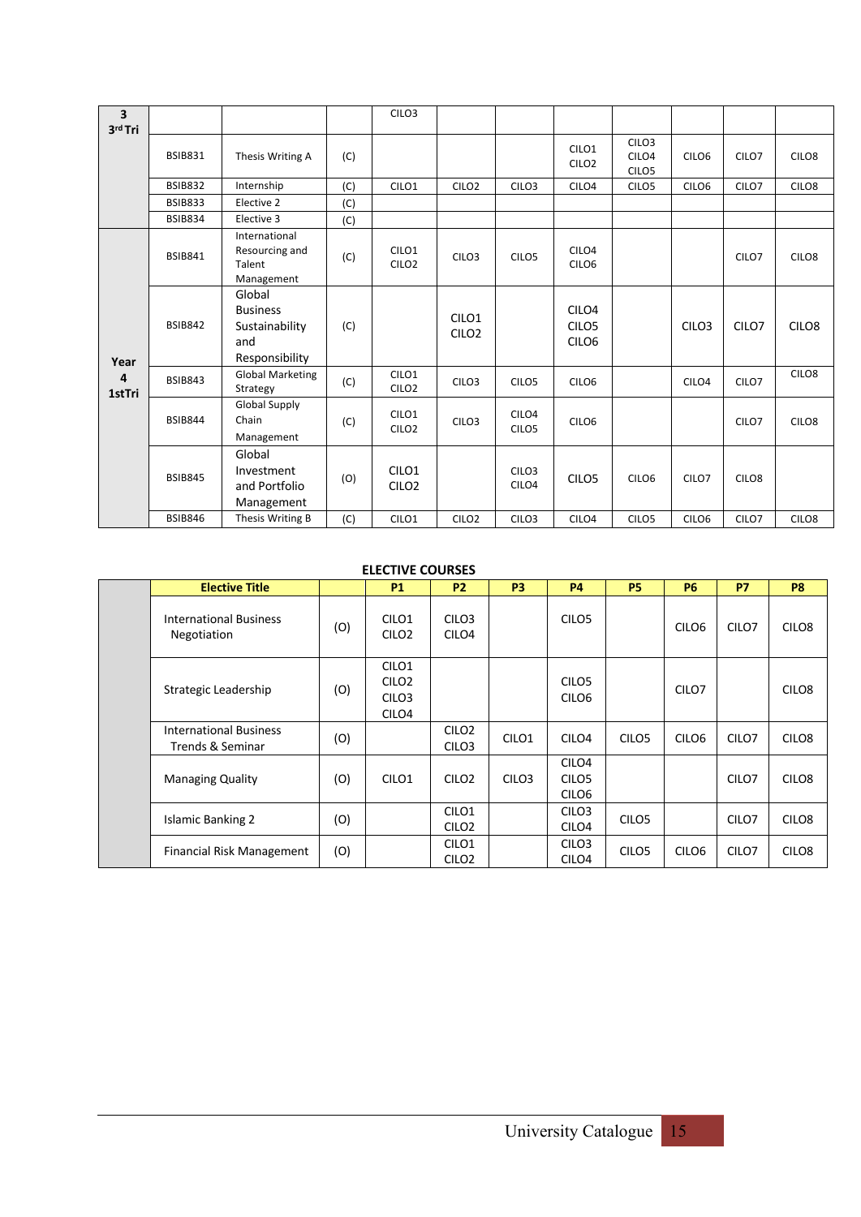| | | | | | | | | | | | |
|---|---|---|---|---|---|---|---|---|---|---|---|
| 3 3rd Tri | | | | CILO3 | | | | | | | |
| | BSIB831 | Thesis Writing A | (C) | | | | CILO1 CILO2 | CILO3 CILO4 CILO5 | CILO6 | CILO7 | CILO8 |
| | BSIB832 | Internship | (C) | CILO1 | CILO2 | CILO3 | CILO4 | CILO5 | CILO6 | CILO7 | CILO8 |
| | BSIB833 | Elective 2 | (C) | | | | | | | | |
| | BSIB834 | Elective 3 | (C) | | | | | | | | |
| Year 4 1stTri | BSIB841 | International Resourcing and Talent Management | (C) | CILO1 CILO2 | CILO3 | CILO5 | CILO4 CILO6 | | | CILO7 | CILO8 |
| | BSIB842 | Global Business Sustainability and Responsibility | (C) | | CILO1 CILO2 | | CILO4 CILO5 CILO6 | | CILO3 | CILO7 | CILO8 |
| | BSIB843 | Global Marketing Strategy | (C) | CILO1 CILO2 | CILO3 | CILO5 | CILO6 | | CILO4 | CILO7 | CILO8 |
| | BSIB844 | Global Supply Chain Management | (C) | CILO1 CILO2 | CILO3 | CILO4 CILO5 | CILO6 | | | CILO7 | CILO8 |
| | BSIB845 | Global Investment and Portfolio Management | (O) | CILO1 CILO2 | | CILO3 CILO4 | CILO5 | CILO6 | CILO7 | CILO8 | |
| | BSIB846 | Thesis Writing B | (C) | CILO1 | CILO2 | CILO3 | CILO4 | CILO5 | CILO6 | CILO7 | CILO8 |

**ELECTIVE COURSES**

| | Elective Title | | P1 | P2 | P3 | P4 | P5 | P6 | P7 | P8 |
|---|---|---|---|---|---|---|---|---|---|---|
| | International Business Negotiation | (O) | CILO1 CILO2 | CILO3 CILO4 | | CILO5 | | CILO6 | CILO7 | CILO8 |
| | Strategic Leadership | (O) | CILO1 CILO2 CILO3 CILO4 | | | CILO5 CILO6 | | CILO7 | | CILO8 |
| | International Business Trends & Seminar | (O) | | CILO2 CILO3 | CILO1 | CILO4 | CILO5 | CILO6 | CILO7 | CILO8 |
| | Managing Quality | (O) | CILO1 | CILO2 | CILO3 | CILO4 CILO5 CILO6 | | | CILO7 | CILO8 |
| | Islamic Banking 2 | (O) | | CILO1 CILO2 | | CILO3 CILO4 | CILO5 | | CILO7 | CILO8 |
| | Financial Risk Management | (O) | | CILO1 CILO2 | | CILO3 CILO4 | CILO5 | CILO6 | CILO7 | CILO8 |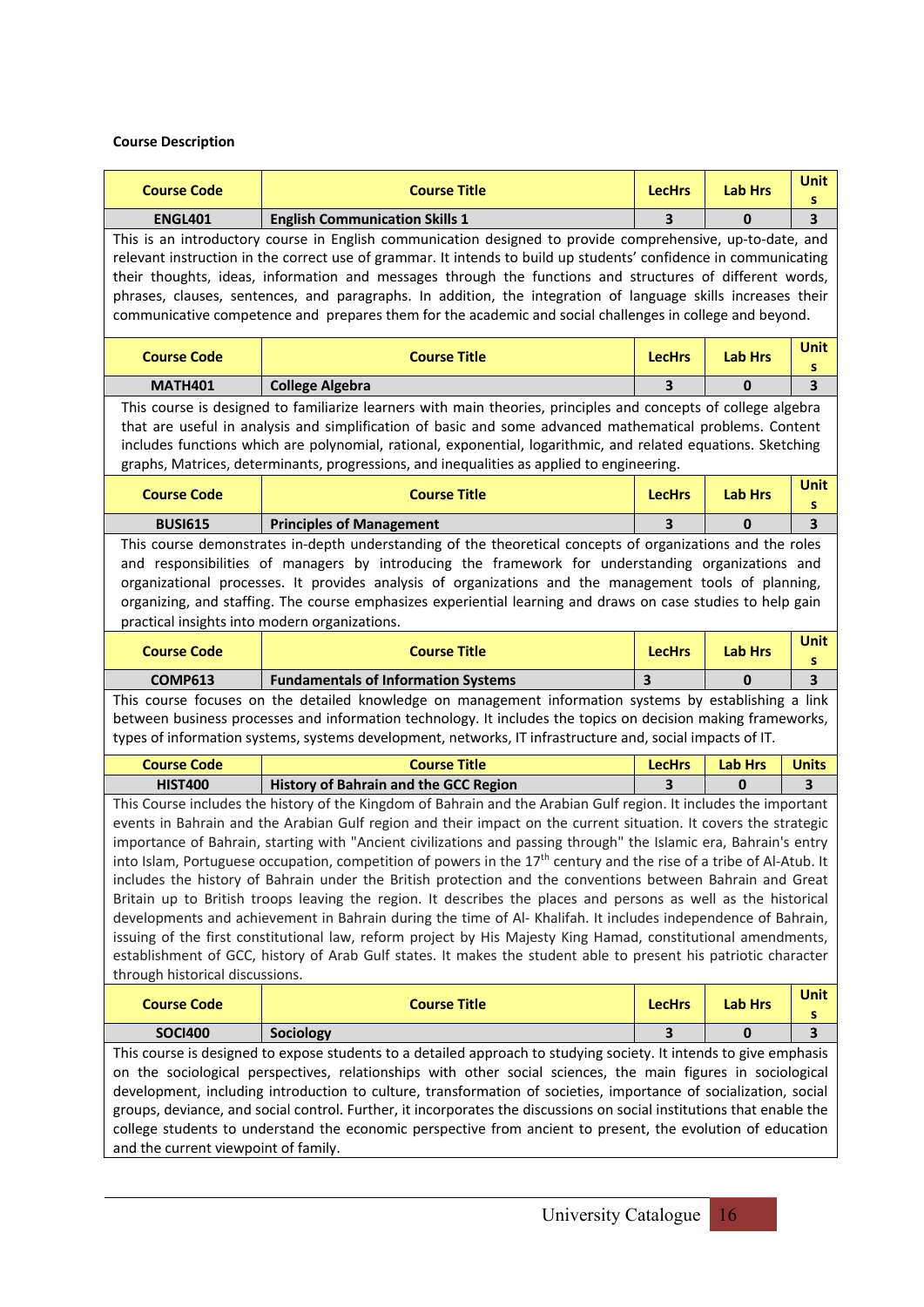**Course Description**

| Course Code | Course Title | LecHrs | Lab Hrs | Units |
|---|---|---|---|---|
| ENGL401 | English Communication Skills 1 | 3 | 0 | 3 |

This is an introductory course in English communication designed to provide comprehensive, up-to-date, and relevant instruction in the correct use of grammar. It intends to build up students' confidence in communicating their thoughts, ideas, information and messages through the functions and structures of different words, phrases, clauses, sentences, and paragraphs. In addition, the integration of language skills increases their communicative competence and prepares them for the academic and social challenges in college and beyond.

| Course Code | Course Title | LecHrs | Lab Hrs | Units |
|---|---|---|---|---|
| MATH401 | College Algebra | 3 | 0 | 3 |

This course is designed to familiarize learners with main theories, principles and concepts of college algebra that are useful in analysis and simplification of basic and some advanced mathematical problems. Content includes functions which are polynomial, rational, exponential, logarithmic, and related equations. Sketching graphs, Matrices, determinants, progressions, and inequalities as applied to engineering.

| Course Code | Course Title | LecHrs | Lab Hrs | Units |
|---|---|---|---|---|
| BUSI615 | Principles of Management | 3 | 0 | 3 |

This course demonstrates in-depth understanding of the theoretical concepts of organizations and the roles and responsibilities of managers by introducing the framework for understanding organizations and organizational processes. It provides analysis of organizations and the management tools of planning, organizing, and staffing. The course emphasizes experiential learning and draws on case studies to help gain practical insights into modern organizations.

| Course Code | Course Title | LecHrs | Lab Hrs | Units |
|---|---|---|---|---|
| COMP613 | Fundamentals of Information Systems | 3 | 0 | 3 |

This course focuses on the detailed knowledge on management information systems by establishing a link between business processes and information technology. It includes the topics on decision making frameworks, types of information systems, systems development, networks, IT infrastructure and, social impacts of IT.

| Course Code | Course Title | LecHrs | Lab Hrs | Units |
|---|---|---|---|---|
| HIST400 | History of Bahrain and the GCC Region | 3 | 0 | 3 |

This Course includes the history of the Kingdom of Bahrain and the Arabian Gulf region. It includes the important events in Bahrain and the Arabian Gulf region and their impact on the current situation. It covers the strategic importance of Bahrain, starting with "Ancient civilizations and passing through" the Islamic era, Bahrain's entry into Islam, Portuguese occupation, competition of powers in the 17th century and the rise of a tribe of Al-Atub. It includes the history of Bahrain under the British protection and the conventions between Bahrain and Great Britain up to British troops leaving the region. It describes the places and persons as well as the historical developments and achievement in Bahrain during the time of Al- Khalifah. It includes independence of Bahrain, issuing of the first constitutional law, reform project by His Majesty King Hamad, constitutional amendments, establishment of GCC, history of Arab Gulf states. It makes the student able to present his patriotic character through historical discussions.

| Course Code | Course Title | LecHrs | Lab Hrs | Units |
|---|---|---|---|---|
| SOCI400 | Sociology | 3 | 0 | 3 |

This course is designed to expose students to a detailed approach to studying society. It intends to give emphasis on the sociological perspectives, relationships with other social sciences, the main figures in sociological development, including introduction to culture, transformation of societies, importance of socialization, social groups, deviance, and social control. Further, it incorporates the discussions on social institutions that enable the college students to understand the economic perspective from ancient to present, the evolution of education and the current viewpoint of family.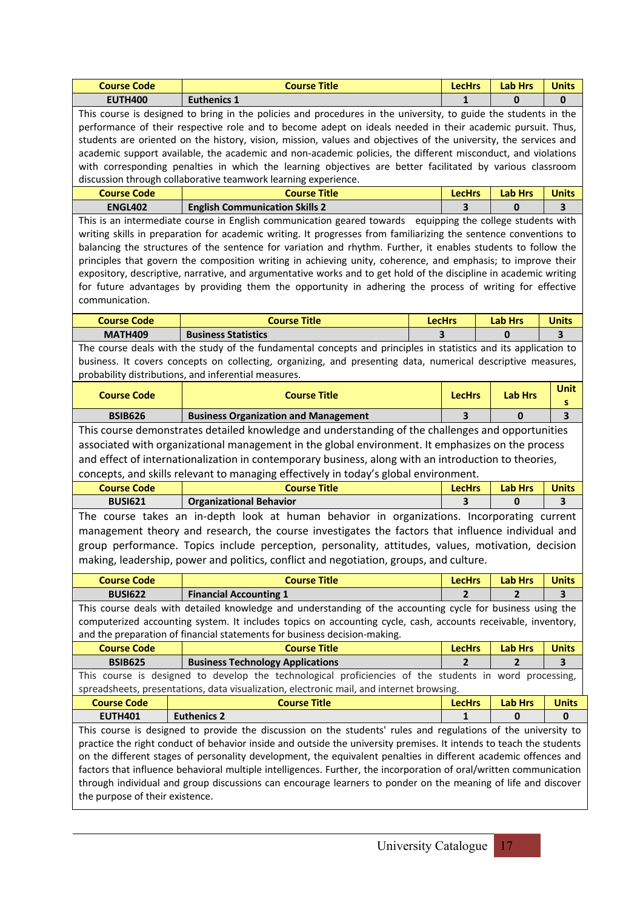| Course Code | Course Title | LecHrs | Lab Hrs | Units |
|---|---|---|---|---|
| **EUTH400** | **Euthenics 1** | **1** | **0** | **0** |

This course is designed to bring in the policies and procedures in the university, to guide the students in the performance of their respective role and to become adept on ideals needed in their academic pursuit. Thus, students are oriented on the history, vision, mission, values and objectives of the university, the services and academic support available, the academic and non-academic policies, the different misconduct, and violations with corresponding penalties in which the learning objectives are better facilitated by various classroom discussion through collaborative teamwork learning experience.

| Course Code | Course Title | LecHrs | Lab Hrs | Units |
|---|---|---|---|---|
| **ENGL402** | **English Communication Skills 2** | **3** | **0** | **3** |

This is an intermediate course in English communication geared towards equipping the college students with writing skills in preparation for academic writing. It progresses from familiarizing the sentence conventions to balancing the structures of the sentence for variation and rhythm. Further, it enables students to follow the principles that govern the composition writing in achieving unity, coherence, and emphasis; to improve their expository, descriptive, narrative, and argumentative works and to get hold of the discipline in academic writing for future advantages by providing them the opportunity in adhering the process of writing for effective communication.

| Course Code | Course Title | LecHrs | Lab Hrs | Units |
|---|---|---|---|---|
| **MATH409** | **Business Statistics** | **3** | **0** | **3** |

The course deals with the study of the fundamental concepts and principles in statistics and its application to business. It covers concepts on collecting, organizing, and presenting data, numerical descriptive measures, probability distributions, and inferential measures.

| Course Code | Course Title | LecHrs | Lab Hrs | Units |
|---|---|---|---|---|
| **BSIB626** | **Business Organization and Management** | **3** | **0** | **3** |

This course demonstrates detailed knowledge and understanding of the challenges and opportunities associated with organizational management in the global environment. It emphasizes on the process and effect of internationalization in contemporary business, along with an introduction to theories, concepts, and skills relevant to managing effectively in today's global environment.

| Course Code | Course Title | LecHrs | Lab Hrs | Units |
|---|---|---|---|---|
| **BUSI621** | **Organizational Behavior** | **3** | **0** | **3** |

The course takes an in-depth look at human behavior in organizations. Incorporating current management theory and research, the course investigates the factors that influence individual and group performance. Topics include perception, personality, attitudes, values, motivation, decision making, leadership, power and politics, conflict and negotiation, groups, and culture.

| Course Code | Course Title | LecHrs | Lab Hrs | Units |
|---|---|---|---|---|
| **BUSI622** | **Financial Accounting 1** | **2** | **2** | **3** |

This course deals with detailed knowledge and understanding of the accounting cycle for business using the computerized accounting system. It includes topics on accounting cycle, cash, accounts receivable, inventory, and the preparation of financial statements for business decision-making.

| Course Code | Course Title | LecHrs | Lab Hrs | Units |
|---|---|---|---|---|
| **BSIB625** | **Business Technology Applications** | **2** | **2** | **3** |

This course is designed to develop the technological proficiencies of the students in word processing, spreadsheets, presentations, data visualization, electronic mail, and internet browsing.

| Course Code | Course Title | LecHrs | Lab Hrs | Units |
|---|---|---|---|---|
| **EUTH401** | **Euthenics 2** | **1** | **0** | **0** |

This course is designed to provide the discussion on the students' rules and regulations of the university to practice the right conduct of behavior inside and outside the university premises. It intends to teach the students on the different stages of personality development, the equivalent penalties in different academic offences and factors that influence behavioral multiple intelligences. Further, the incorporation of oral/written communication through individual and group discussions can encourage learners to ponder on the meaning of life and discover the purpose of their existence.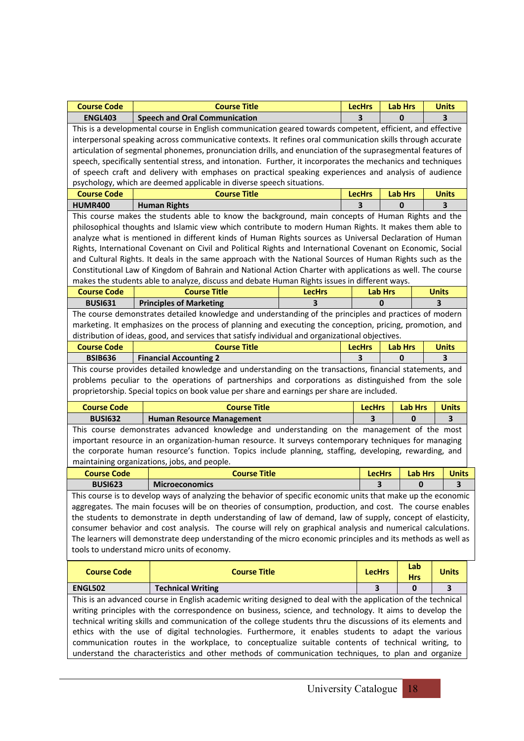| Course Code | Course Title | LecHrs | Lab Hrs | Units |
|---|---|---|---|---|
| ENGL403 | Speech and Oral Communication | 3 | 0 | 3 |

This is a developmental course in English communication geared towards competent, efficient, and effective interpersonal speaking across communicative contexts. It refines oral communication skills through accurate articulation of segmental phonemes, pronunciation drills, and enunciation of the suprasegmental features of speech, specifically sentential stress, and intonation. Further, it incorporates the mechanics and techniques of speech craft and delivery with emphases on practical speaking experiences and analysis of audience psychology, which are deemed applicable in diverse speech situations.

| Course Code | Course Title | LecHrs | Lab Hrs | Units |
|---|---|---|---|---|
| HUMR400 | Human Rights | 3 | 0 | 3 |

This course makes the students able to know the background, main concepts of Human Rights and the philosophical thoughts and Islamic view which contribute to modern Human Rights. It makes them able to analyze what is mentioned in different kinds of Human Rights sources as Universal Declaration of Human Rights, International Covenant on Civil and Political Rights and International Covenant on Economic, Social and Cultural Rights. It deals in the same approach with the National Sources of Human Rights such as the Constitutional Law of Kingdom of Bahrain and National Action Charter with applications as well. The course makes the students able to analyze, discuss and debate Human Rights issues in different ways.

| Course Code | Course Title | LecHrs | Lab Hrs | Units |
|---|---|---|---|---|
| BUSI631 | Principles of Marketing | 3 | 0 | 3 |

The course demonstrates detailed knowledge and understanding of the principles and practices of modern marketing. It emphasizes on the process of planning and executing the conception, pricing, promotion, and distribution of ideas, good, and services that satisfy individual and organizational objectives.

| Course Code | Course Title | LecHrs | Lab Hrs | Units |
|---|---|---|---|---|
| BSIB636 | Financial Accounting 2 | 3 | 0 | 3 |

This course provides detailed knowledge and understanding on the transactions, financial statements, and problems peculiar to the operations of partnerships and corporations as distinguished from the sole proprietorship. Special topics on book value per share and earnings per share are included.

| Course Code | Course Title | LecHrs | Lab Hrs | Units |
|---|---|---|---|---|
| BUSI632 | Human Resource Management | 3 | 0 | 3 |

This course demonstrates advanced knowledge and understanding on the management of the most important resource in an organization-human resource. It surveys contemporary techniques for managing the corporate human resource's function. Topics include planning, staffing, developing, rewarding, and maintaining organizations, jobs, and people.

| Course Code | Course Title | LecHrs | Lab Hrs | Units |
|---|---|---|---|---|
| BUSI623 | Microeconomics | 3 | 0 | 3 |

This course is to develop ways of analyzing the behavior of specific economic units that make up the economic aggregates. The main focuses will be on theories of consumption, production, and cost. The course enables the students to demonstrate in depth understanding of law of demand, law of supply, concept of elasticity, consumer behavior and cost analysis. The course will rely on graphical analysis and numerical calculations. The learners will demonstrate deep understanding of the micro economic principles and its methods as well as tools to understand micro units of economy.

| Course Code | Course Title | LecHrs | Lab Hrs | Units |
|---|---|---|---|---|
| ENGL502 | Technical Writing | 3 | 0 | 3 |

This is an advanced course in English academic writing designed to deal with the application of the technical writing principles with the correspondence on business, science, and technology. It aims to develop the technical writing skills and communication of the college students thru the discussions of its elements and ethics with the use of digital technologies. Furthermore, it enables students to adapt the various communication routes in the workplace, to conceptualize suitable contents of technical writing, to understand the characteristics and other methods of communication techniques, to plan and organize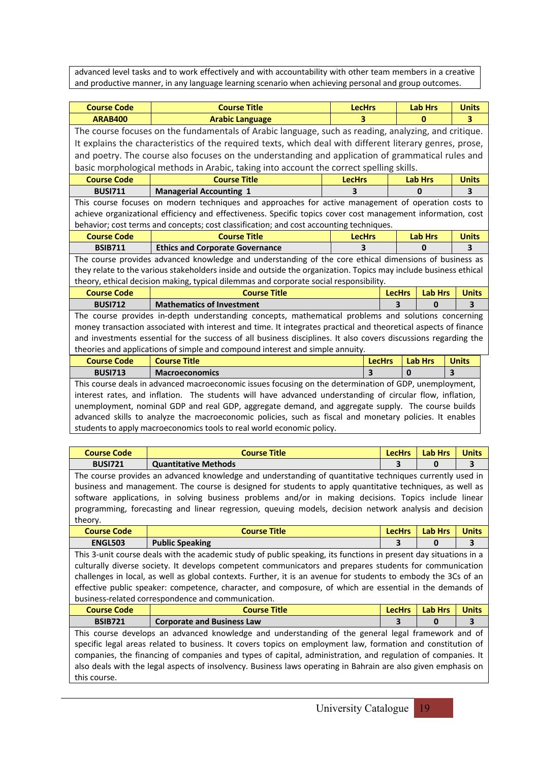advanced level tasks and to work effectively and with accountability with other team members in a creative and productive manner, in any language learning scenario when achieving personal and group outcomes.

| Course Code | Course Title | LecHrs | Lab Hrs | Units |
|---|---|---|---|---|
| ARAB400 | Arabic Language | 3 | 0 | 3 |

The course focuses on the fundamentals of Arabic language, such as reading, analyzing, and critique. It explains the characteristics of the required texts, which deal with different literary genres, prose, and poetry. The course also focuses on the understanding and application of grammatical rules and basic morphological methods in Arabic, taking into account the correct spelling skills.

| Course Code | Course Title | LecHrs | Lab Hrs | Units |
|---|---|---|---|---|
| BUSI711 | Managerial Accounting 1 | 3 | 0 | 3 |

This course focuses on modern techniques and approaches for active management of operation costs to achieve organizational efficiency and effectiveness. Specific topics cover cost management information, cost behavior; cost terms and concepts; cost classification; and cost accounting techniques.

| Course Code | Course Title | LecHrs | Lab Hrs | Units |
|---|---|---|---|---|
| BSIB711 | Ethics and Corporate Governance | 3 | 0 | 3 |

The course provides advanced knowledge and understanding of the core ethical dimensions of business as they relate to the various stakeholders inside and outside the organization. Topics may include business ethical theory, ethical decision making, typical dilemmas and corporate social responsibility.

| Course Code | Course Title | LecHrs | Lab Hrs | Units |
|---|---|---|---|---|
| BUSI712 | Mathematics of Investment | 3 | 0 | 3 |

The course provides in-depth understanding concepts, mathematical problems and solutions concerning money transaction associated with interest and time. It integrates practical and theoretical aspects of finance and investments essential for the success of all business disciplines. It also covers discussions regarding the theories and applications of simple and compound interest and simple annuity.

| Course Code | Course Title | LecHrs | Lab Hrs | Units |
|---|---|---|---|---|
| BUSI713 | Macroeconomics | 3 | 0 | 3 |

This course deals in advanced macroeconomic issues focusing on the determination of GDP, unemployment, interest rates, and inflation. The students will have advanced understanding of circular flow, inflation, unemployment, nominal GDP and real GDP, aggregate demand, and aggregate supply. The course builds advanced skills to analyze the macroeconomic policies, such as fiscal and monetary policies. It enables students to apply macroeconomics tools to real world economic policy.

| Course Code | Course Title | LecHrs | Lab Hrs | Units |
|---|---|---|---|---|
| BUSI721 | Quantitative Methods | 3 | 0 | 3 |

The course provides an advanced knowledge and understanding of quantitative techniques currently used in business and management. The course is designed for students to apply quantitative techniques, as well as software applications, in solving business problems and/or in making decisions. Topics include linear programming, forecasting and linear regression, queuing models, decision network analysis and decision theory.

| Course Code | Course Title | LecHrs | Lab Hrs | Units |
|---|---|---|---|---|
| ENGL503 | Public Speaking | 3 | 0 | 3 |

This 3-unit course deals with the academic study of public speaking, its functions in present day situations in a culturally diverse society. It develops competent communicators and prepares students for communication challenges in local, as well as global contexts. Further, it is an avenue for students to embody the 3Cs of an effective public speaker: competence, character, and composure, of which are essential in the demands of business-related correspondence and communication.

| Course Code | Course Title | LecHrs | Lab Hrs | Units |
|---|---|---|---|---|
| BSIB721 | Corporate and Business Law | 3 | 0 | 3 |

This course develops an advanced knowledge and understanding of the general legal framework and of specific legal areas related to business. It covers topics on employment law, formation and constitution of companies, the financing of companies and types of capital, administration, and regulation of companies. It also deals with the legal aspects of insolvency. Business laws operating in Bahrain are also given emphasis on this course.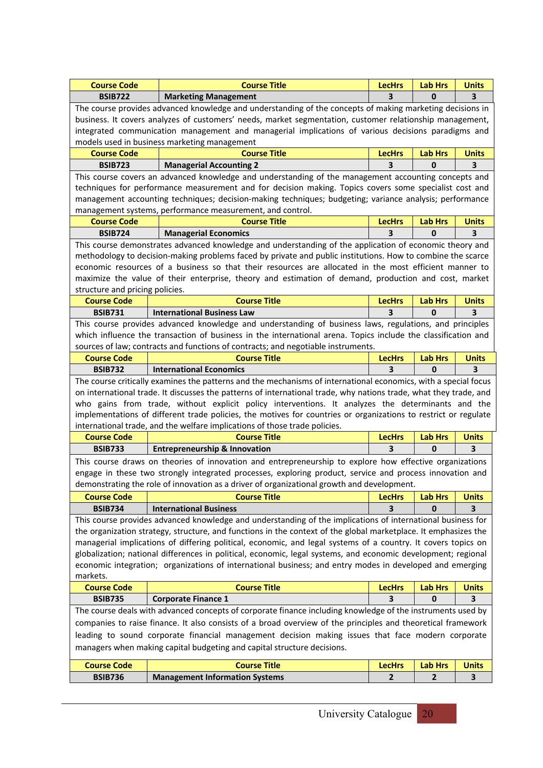| Course Code | Course Title | LecHrs | Lab Hrs | Units |
|---|---|---|---|---|
| **BSIB722** | **Marketing Management** | **3** | **0** | **3** |

The course provides advanced knowledge and understanding of the concepts of making marketing decisions in business. It covers analyzes of customers' needs, market segmentation, customer relationship management, integrated communication management and managerial implications of various decisions paradigms and models used in business marketing management

| Course Code | Course Title | LecHrs | Lab Hrs | Units |
|---|---|---|---|---|
| **BSIB723** | **Managerial Accounting 2** | **3** | **0** | **3** |

This course covers an advanced knowledge and understanding of the management accounting concepts and techniques for performance measurement and for decision making. Topics covers some specialist cost and management accounting techniques; decision-making techniques; budgeting; variance analysis; performance management systems, performance measurement, and control.

| Course Code | Course Title | LecHrs | Lab Hrs | Units |
|---|---|---|---|---|
| **BSIB724** | **Managerial Economics** | **3** | **0** | **3** |

This course demonstrates advanced knowledge and understanding of the application of economic theory and methodology to decision-making problems faced by private and public institutions. How to combine the scarce economic resources of a business so that their resources are allocated in the most efficient manner to maximize the value of their enterprise, theory and estimation of demand, production and cost, market structure and pricing policies.

| Course Code | Course Title | LecHrs | Lab Hrs | Units |
|---|---|---|---|---|
| **BSIB731** | **International Business Law** | **3** | **0** | **3** |

This course provides advanced knowledge and understanding of business laws, regulations, and principles which influence the transaction of business in the international arena. Topics include the classification and sources of law; contracts and functions of contracts; and negotiable instruments.

| Course Code | Course Title | LecHrs | Lab Hrs | Units |
|---|---|---|---|---|
| **BSIB732** | **International Economics** | **3** | **0** | **3** |

The course critically examines the patterns and the mechanisms of international economics, with a special focus on international trade. It discusses the patterns of international trade, why nations trade, what they trade, and who gains from trade, without explicit policy interventions. It analyzes the determinants and the implementations of different trade policies, the motives for countries or organizations to restrict or regulate international trade, and the welfare implications of those trade policies.

| Course Code | Course Title | LecHrs | Lab Hrs | Units |
|---|---|---|---|---|
| **BSIB733** | **Entrepreneurship & Innovation** | **3** | **0** | **3** |

This course draws on theories of innovation and entrepreneurship to explore how effective organizations engage in these two strongly integrated processes, exploring product, service and process innovation and demonstrating the role of innovation as a driver of organizational growth and development.

| Course Code | Course Title | LecHrs | Lab Hrs | Units |
|---|---|---|---|---|
| **BSIB734** | **International Business** | **3** | **0** | **3** |

This course provides advanced knowledge and understanding of the implications of international business for the organization strategy, structure, and functions in the context of the global marketplace. It emphasizes the managerial implications of differing political, economic, and legal systems of a country. It covers topics on globalization; national differences in political, economic, legal systems, and economic development; regional economic integration; organizations of international business; and entry modes in developed and emerging markets.

| Course Code | Course Title | LecHrs | Lab Hrs | Units |
|---|---|---|---|---|
| **BSIB735** | **Corporate Finance 1** | **3** | **0** | **3** |

The course deals with advanced concepts of corporate finance including knowledge of the instruments used by companies to raise finance. It also consists of a broad overview of the principles and theoretical framework leading to sound corporate financial management decision making issues that face modern corporate managers when making capital budgeting and capital structure decisions.

| Course Code | Course Title | LecHrs | Lab Hrs | Units |
|---|---|---|---|---|
| **BSIB736** | **Management Information Systems** | **2** | **2** | **3** |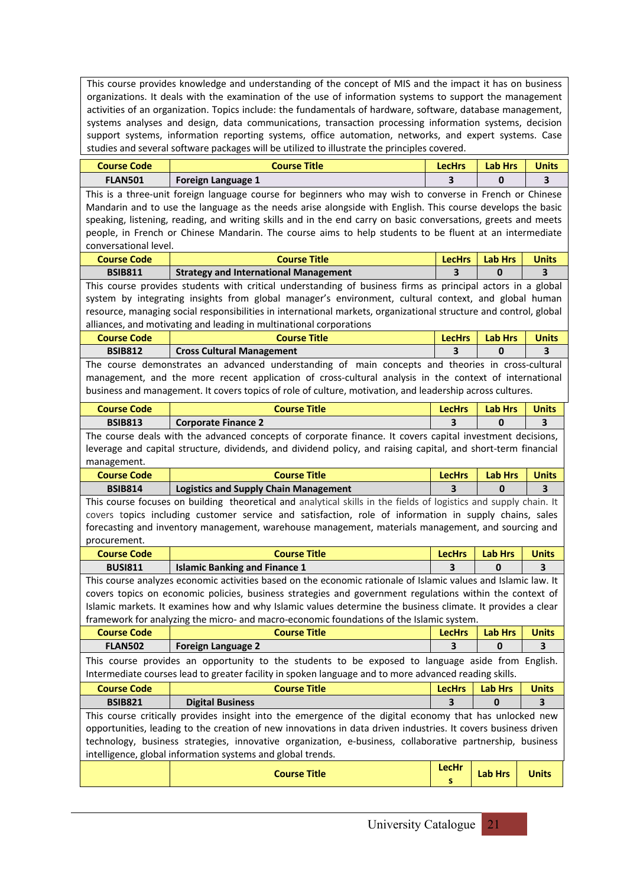This course provides knowledge and understanding of the concept of MIS and the impact it has on business organizations. It deals with the examination of the use of information systems to support the management activities of an organization. Topics include: the fundamentals of hardware, software, database management, systems analyses and design, data communications, transaction processing information systems, decision support systems, information reporting systems, office automation, networks, and expert systems. Case studies and several software packages will be utilized to illustrate the principles covered.

| Course Code | Course Title | LecHrs | Lab Hrs | Units |
|---|---|---|---|---|
| FLAN501 | Foreign Language 1 | 3 | 0 | 3 |

This is a three-unit foreign language course for beginners who may wish to converse in French or Chinese Mandarin and to use the language as the needs arise alongside with English. This course develops the basic speaking, listening, reading, and writing skills and in the end carry on basic conversations, greets and meets people, in French or Chinese Mandarin. The course aims to help students to be fluent at an intermediate conversational level.

| Course Code | Course Title | LecHrs | Lab Hrs | Units |
|---|---|---|---|---|
| BSIB811 | Strategy and International Management | 3 | 0 | 3 |

This course provides students with critical understanding of business firms as principal actors in a global system by integrating insights from global manager's environment, cultural context, and global human resource, managing social responsibilities in international markets, organizational structure and control, global alliances, and motivating and leading in multinational corporations

| Course Code | Course Title | LecHrs | Lab Hrs | Units |
|---|---|---|---|---|
| BSIB812 | Cross Cultural Management | 3 | 0 | 3 |

The course demonstrates an advanced understanding of main concepts and theories in cross-cultural management, and the more recent application of cross-cultural analysis in the context of international business and management. It covers topics of role of culture, motivation, and leadership across cultures.

| Course Code | Course Title | LecHrs | Lab Hrs | Units |
|---|---|---|---|---|
| BSIB813 | Corporate Finance 2 | 3 | 0 | 3 |

The course deals with the advanced concepts of corporate finance. It covers capital investment decisions, leverage and capital structure, dividends, and dividend policy, and raising capital, and short-term financial management.

| Course Code | Course Title | LecHrs | Lab Hrs | Units |
|---|---|---|---|---|
| BSIB814 | Logistics and Supply Chain Management | 3 | 0 | 3 |

This course focuses on building theoretical and analytical skills in the fields of logistics and supply chain. It covers topics including customer service and satisfaction, role of information in supply chains, sales forecasting and inventory management, warehouse management, materials management, and sourcing and procurement.

| Course Code | Course Title | LecHrs | Lab Hrs | Units |
|---|---|---|---|---|
| BUSI811 | Islamic Banking and Finance 1 | 3 | 0 | 3 |

This course analyzes economic activities based on the economic rationale of Islamic values and Islamic law. It covers topics on economic policies, business strategies and government regulations within the context of Islamic markets. It examines how and why Islamic values determine the business climate. It provides a clear framework for analyzing the micro- and macro-economic foundations of the Islamic system.

| Course Code | Course Title | LecHrs | Lab Hrs | Units |
|---|---|---|---|---|
| FLAN502 | Foreign Language 2 | 3 | 0 | 3 |

This course provides an opportunity to the students to be exposed to language aside from English. Intermediate courses lead to greater facility in spoken language and to more advanced reading skills.

| Course Code | Course Title | LecHrs | Lab Hrs | Units |
|---|---|---|---|---|
| BSIB821 | Digital Business | 3 | 0 | 3 |

This course critically provides insight into the emergence of the digital economy that has unlocked new opportunities, leading to the creation of new innovations in data driven industries. It covers business driven technology, business strategies, innovative organization, e-business, collaborative partnership, business intelligence, global information systems and global trends.

| | Course Title | LecHrs | Lab Hrs | Units |
|---|---|---|---|---|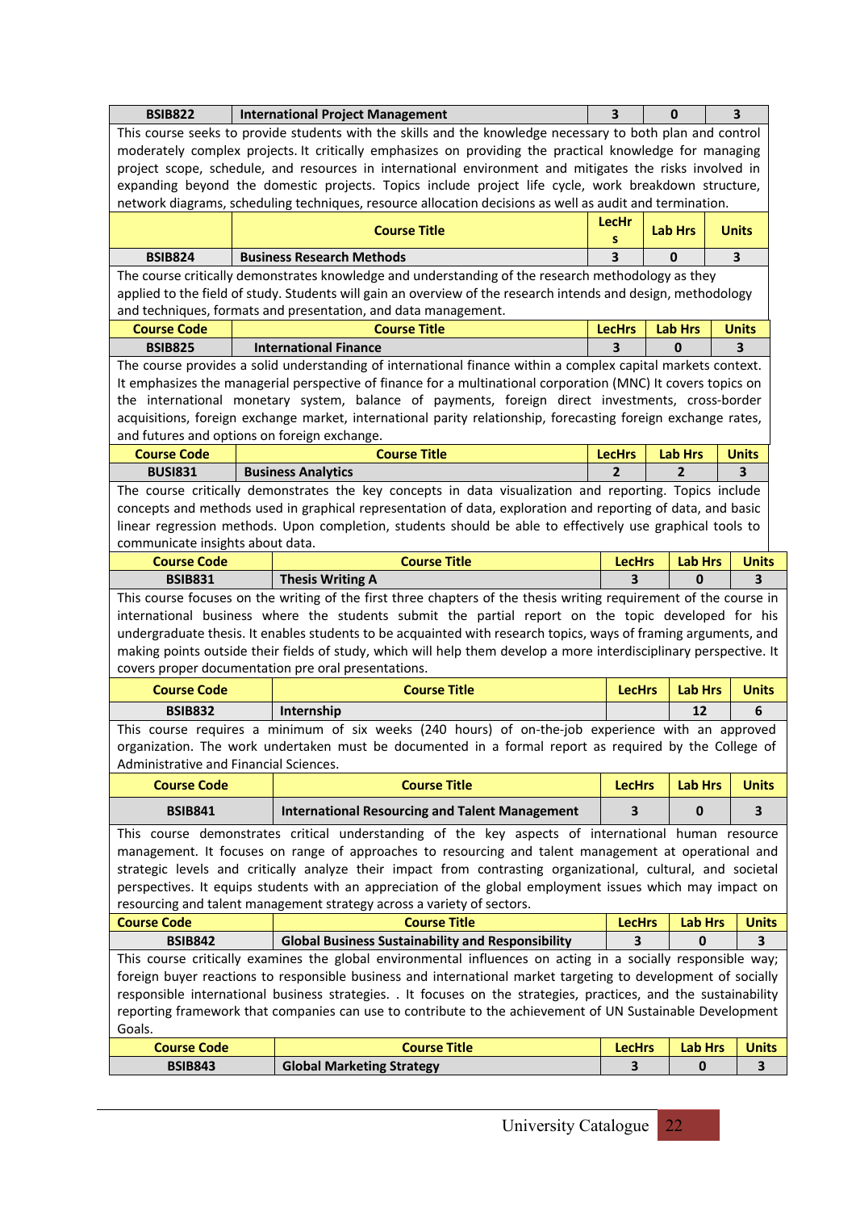| BSIB822 | International Project Management | 3 | 0 | 3 |
|---|---|---|---|---|

This course seeks to provide students with the skills and the knowledge necessary to both plan and control moderately complex projects. It critically emphasizes on providing the practical knowledge for managing project scope, schedule, and resources in international environment and mitigates the risks involved in expanding beyond the domestic projects. Topics include project life cycle, work breakdown structure, network diagrams, scheduling techniques, resource allocation decisions as well as audit and termination.

| | Course Title | LecHrs | Lab Hrs | Units |
|---|---|---|---|---|
| BSIB824 | Business Research Methods | 3 | 0 | 3 |

The course critically demonstrates knowledge and understanding of the research methodology as they applied to the field of study. Students will gain an overview of the research intends and design, methodology and techniques, formats and presentation, and data management.

| Course Code | Course Title | LecHrs | Lab Hrs | Units |
|---|---|---|---|---|
| BSIB825 | International Finance | 3 | 0 | 3 |

The course provides a solid understanding of international finance within a complex capital markets context. It emphasizes the managerial perspective of finance for a multinational corporation (MNC) It covers topics on the international monetary system, balance of payments, foreign direct investments, cross-border acquisitions, foreign exchange market, international parity relationship, forecasting foreign exchange rates, and futures and options on foreign exchange.

| Course Code | Course Title | LecHrs | Lab Hrs | Units |
|---|---|---|---|---|
| BUSI831 | Business Analytics | 2 | 2 | 3 |

The course critically demonstrates the key concepts in data visualization and reporting. Topics include concepts and methods used in graphical representation of data, exploration and reporting of data, and basic linear regression methods. Upon completion, students should be able to effectively use graphical tools to communicate insights about data.

| Course Code | Course Title | LecHrs | Lab Hrs | Units |
|---|---|---|---|---|
| BSIB831 | Thesis Writing A | 3 | 0 | 3 |

This course focuses on the writing of the first three chapters of the thesis writing requirement of the course in international business where the students submit the partial report on the topic developed for his undergraduate thesis. It enables students to be acquainted with research topics, ways of framing arguments, and making points outside their fields of study, which will help them develop a more interdisciplinary perspective. It covers proper documentation pre oral presentations.

| Course Code | Course Title | LecHrs | Lab Hrs | Units |
|---|---|---|---|---|
| BSIB832 | Internship | | 12 | 6 |

This course requires a minimum of six weeks (240 hours) of on-the-job experience with an approved organization. The work undertaken must be documented in a formal report as required by the College of Administrative and Financial Sciences.

| Course Code | Course Title | LecHrs | Lab Hrs | Units |
|---|---|---|---|---|
| BSIB841 | International Resourcing and Talent Management | 3 | 0 | 3 |

This course demonstrates critical understanding of the key aspects of international human resource management. It focuses on range of approaches to resourcing and talent management at operational and strategic levels and critically analyze their impact from contrasting organizational, cultural, and societal perspectives. It equips students with an appreciation of the global employment issues which may impact on resourcing and talent management strategy across a variety of sectors.

| Course Code | Course Title | LecHrs | Lab Hrs | Units |
|---|---|---|---|---|
| BSIB842 | Global Business Sustainability and Responsibility | 3 | 0 | 3 |

This course critically examines the global environmental influences on acting in a socially responsible way; foreign buyer reactions to responsible business and international market targeting to development of socially responsible international business strategies. . It focuses on the strategies, practices, and the sustainability reporting framework that companies can use to contribute to the achievement of UN Sustainable Development Goals.

| Course Code | Course Title | LecHrs | Lab Hrs | Units |
|---|---|---|---|---|
| BSIB843 | Global Marketing Strategy | 3 | 0 | 3 |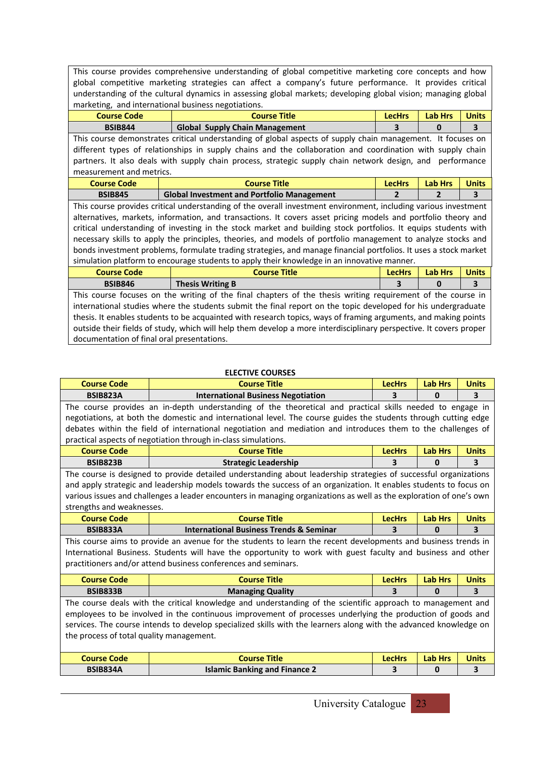This course provides comprehensive understanding of global competitive marketing core concepts and how global competitive marketing strategies can affect a company's future performance. It provides critical understanding of the cultural dynamics in assessing global markets; developing global vision; managing global marketing, and international business negotiations.

| Course Code | Course Title | LecHrs | Lab Hrs | Units |
|---|---|---|---|---|
| BSIB844 | Global Supply Chain Management | 3 | 0 | 3 |

This course demonstrates critical understanding of global aspects of supply chain management. It focuses on different types of relationships in supply chains and the collaboration and coordination with supply chain partners. It also deals with supply chain process, strategic supply chain network design, and performance measurement and metrics.

| Course Code | Course Title | LecHrs | Lab Hrs | Units |
|---|---|---|---|---|
| BSIB845 | Global Investment and Portfolio Management | 2 | 2 | 3 |

This course provides critical understanding of the overall investment environment, including various investment alternatives, markets, information, and transactions. It covers asset pricing models and portfolio theory and critical understanding of investing in the stock market and building stock portfolios. It equips students with necessary skills to apply the principles, theories, and models of portfolio management to analyze stocks and bonds investment problems, formulate trading strategies, and manage financial portfolios. It uses a stock market simulation platform to encourage students to apply their knowledge in an innovative manner.

| Course Code | Course Title | LecHrs | Lab Hrs | Units |
|---|---|---|---|---|
| BSIB846 | Thesis Writing B | 3 | 0 | 3 |

This course focuses on the writing of the final chapters of the thesis writing requirement of the course in international studies where the students submit the final report on the topic developed for his undergraduate thesis. It enables students to be acquainted with research topics, ways of framing arguments, and making points outside their fields of study, which will help them develop a more interdisciplinary perspective. It covers proper documentation of final oral presentations.

## ELECTIVE COURSES

| Course Code | Course Title | LecHrs | Lab Hrs | Units |
|---|---|---|---|---|
| BSIB823A | International Business Negotiation | 3 | 0 | 3 |

The course provides an in-depth understanding of the theoretical and practical skills needed to engage in negotiations, at both the domestic and international level. The course guides the students through cutting edge debates within the field of international negotiation and mediation and introduces them to the challenges of practical aspects of negotiation through in-class simulations.

| Course Code | Course Title | LecHrs | Lab Hrs | Units |
|---|---|---|---|---|
| BSIB823B | Strategic Leadership | 3 | 0 | 3 |

The course is designed to provide detailed understanding about leadership strategies of successful organizations and apply strategic and leadership models towards the success of an organization. It enables students to focus on various issues and challenges a leader encounters in managing organizations as well as the exploration of one's own strengths and weaknesses.

| Course Code | Course Title | LecHrs | Lab Hrs | Units |
|---|---|---|---|---|
| BSIB833A | International Business Trends & Seminar | 3 | 0 | 3 |

This course aims to provide an avenue for the students to learn the recent developments and business trends in International Business. Students will have the opportunity to work with guest faculty and business and other practitioners and/or attend business conferences and seminars.

| Course Code | Course Title | LecHrs | Lab Hrs | Units |
|---|---|---|---|---|
| BSIB833B | Managing Quality | 3 | 0 | 3 |

The course deals with the critical knowledge and understanding of the scientific approach to management and employees to be involved in the continuous improvement of processes underlying the production of goods and services. The course intends to develop specialized skills with the learners along with the advanced knowledge on the process of total quality management.

| Course Code | Course Title | LecHrs | Lab Hrs | Units |
|---|---|---|---|---|
| BSIB834A | Islamic Banking and Finance 2 | 3 | 0 | 3 |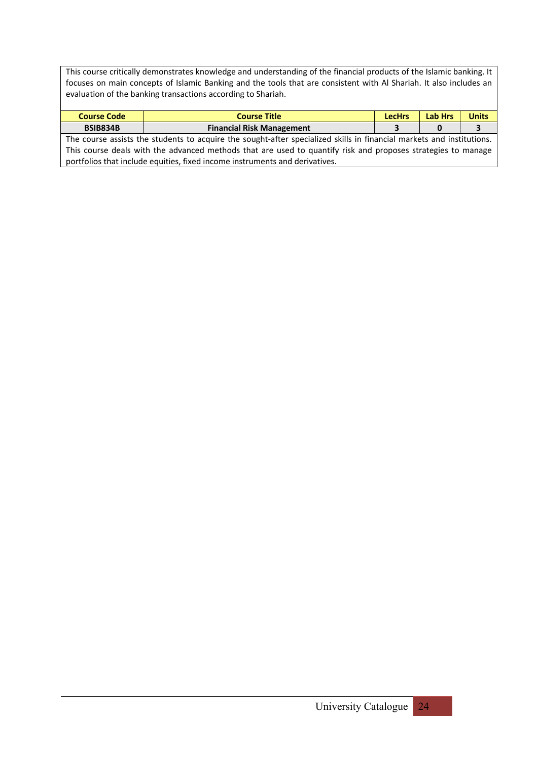This course critically demonstrates knowledge and understanding of the financial products of the Islamic banking. It focuses on main concepts of Islamic Banking and the tools that are consistent with Al Shariah. It also includes an evaluation of the banking transactions according to Shariah.

| Course Code | Course Title | LecHrs | Lab Hrs | Units |
|---|---|---|---|---|
| **BSIB834B** | **Financial Risk Management** | **3** | **0** | **3** |

The course assists the students to acquire the sought-after specialized skills in financial markets and institutions. This course deals with the advanced methods that are used to quantify risk and proposes strategies to manage portfolios that include equities, fixed income instruments and derivatives.